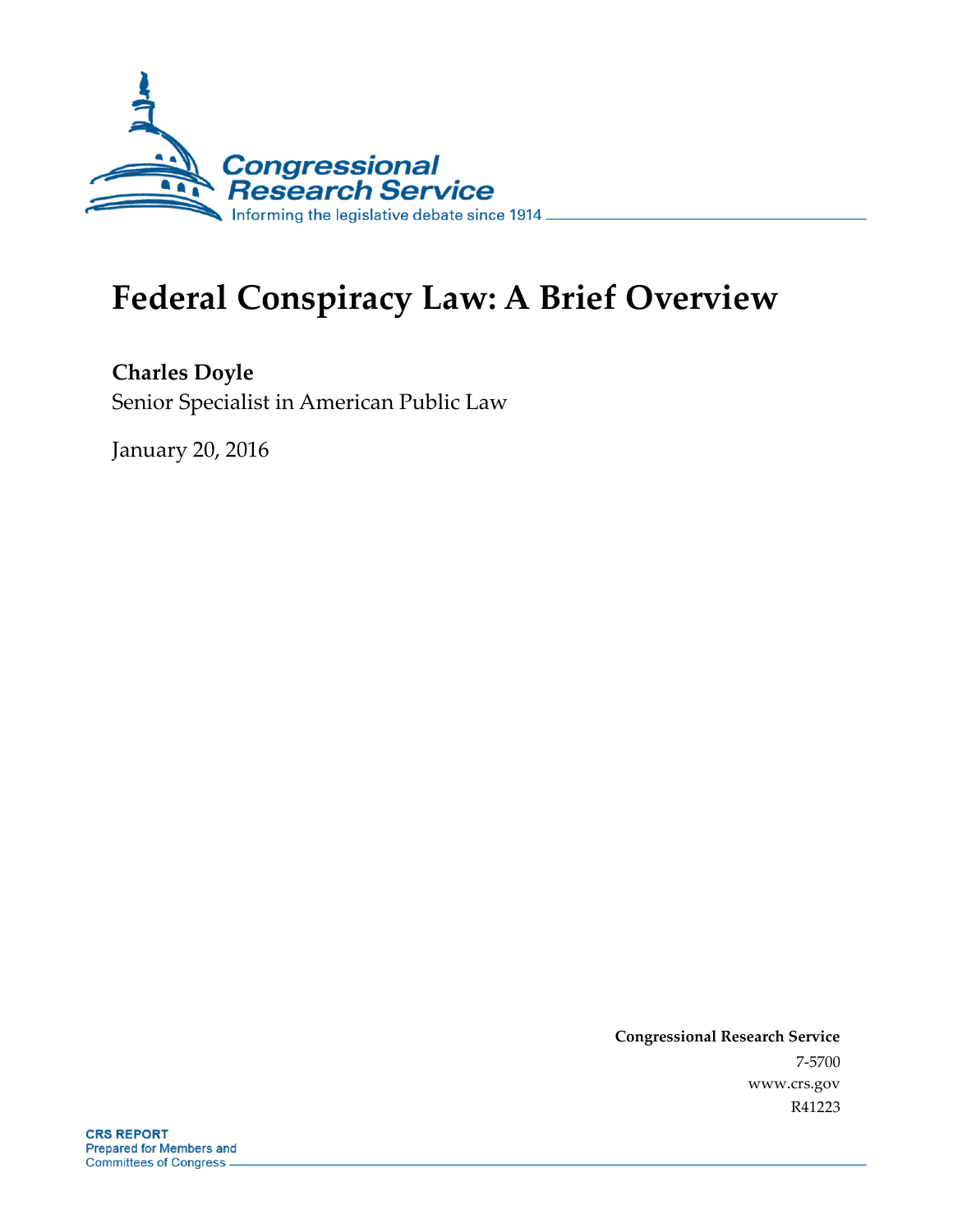Congressional Research Service

Informing the legislative debate since 1914

# Federal Conspiracy Law: A Brief Overview

**Charles Doyle**

Senior Specialist in American Public Law

January 20, 2016

**Congressional Research Service**

7-5700

www.crs.gov

R41223

**CRS REPORT**

Prepared for Members and Committees of Congress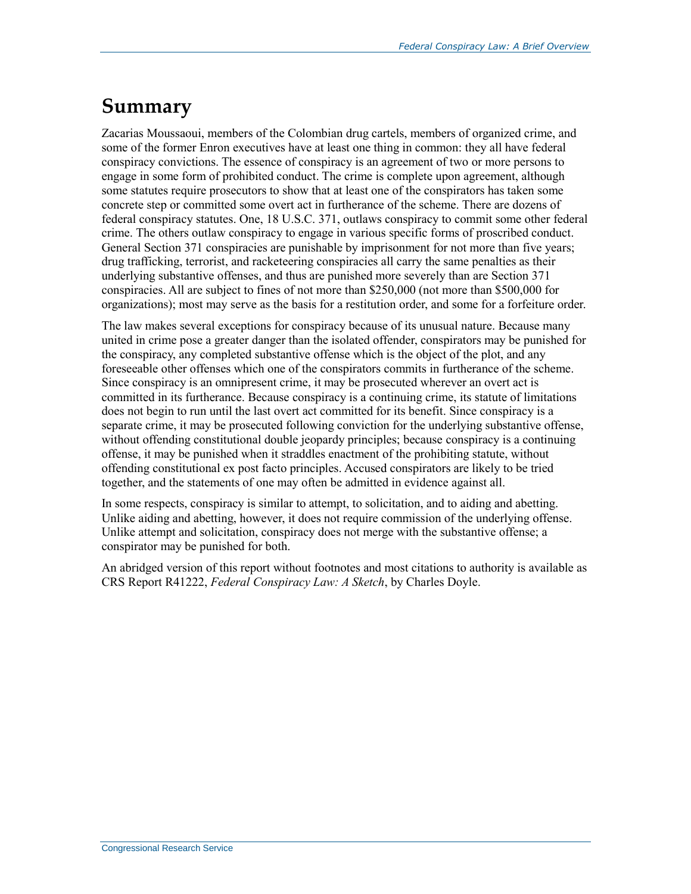# Summary

Zacarias Moussaoui, members of the Colombian drug cartels, members of organized crime, and some of the former Enron executives have at least one thing in common: they all have federal conspiracy convictions. The essence of conspiracy is an agreement of two or more persons to engage in some form of prohibited conduct. The crime is complete upon agreement, although some statutes require prosecutors to show that at least one of the conspirators has taken some concrete step or committed some overt act in furtherance of the scheme. There are dozens of federal conspiracy statutes. One, 18 U.S.C. 371, outlaws conspiracy to commit some other federal crime. The others outlaw conspiracy to engage in various specific forms of proscribed conduct. General Section 371 conspiracies are punishable by imprisonment for not more than five years; drug trafficking, terrorist, and racketeering conspiracies all carry the same penalties as their underlying substantive offenses, and thus are punished more severely than are Section 371 conspiracies. All are subject to fines of not more than $250,000 (not more than $500,000 for organizations); most may serve as the basis for a restitution order, and some for a forfeiture order.

The law makes several exceptions for conspiracy because of its unusual nature. Because many united in crime pose a greater danger than the isolated offender, conspirators may be punished for the conspiracy, any completed substantive offense which is the object of the plot, and any foreseeable other offenses which one of the conspirators commits in furtherance of the scheme. Since conspiracy is an omnipresent crime, it may be prosecuted wherever an overt act is committed in its furtherance. Because conspiracy is a continuing crime, its statute of limitations does not begin to run until the last overt act committed for its benefit. Since conspiracy is a separate crime, it may be prosecuted following conviction for the underlying substantive offense, without offending constitutional double jeopardy principles; because conspiracy is a continuing offense, it may be punished when it straddles enactment of the prohibiting statute, without offending constitutional ex post facto principles. Accused conspirators are likely to be tried together, and the statements of one may often be admitted in evidence against all.

In some respects, conspiracy is similar to attempt, to solicitation, and to aiding and abetting. Unlike aiding and abetting, however, it does not require commission of the underlying offense. Unlike attempt and solicitation, conspiracy does not merge with the substantive offense; a conspirator may be punished for both.

An abridged version of this report without footnotes and most citations to authority is available as CRS Report R41222, *Federal Conspiracy Law: A Sketch*, by Charles Doyle.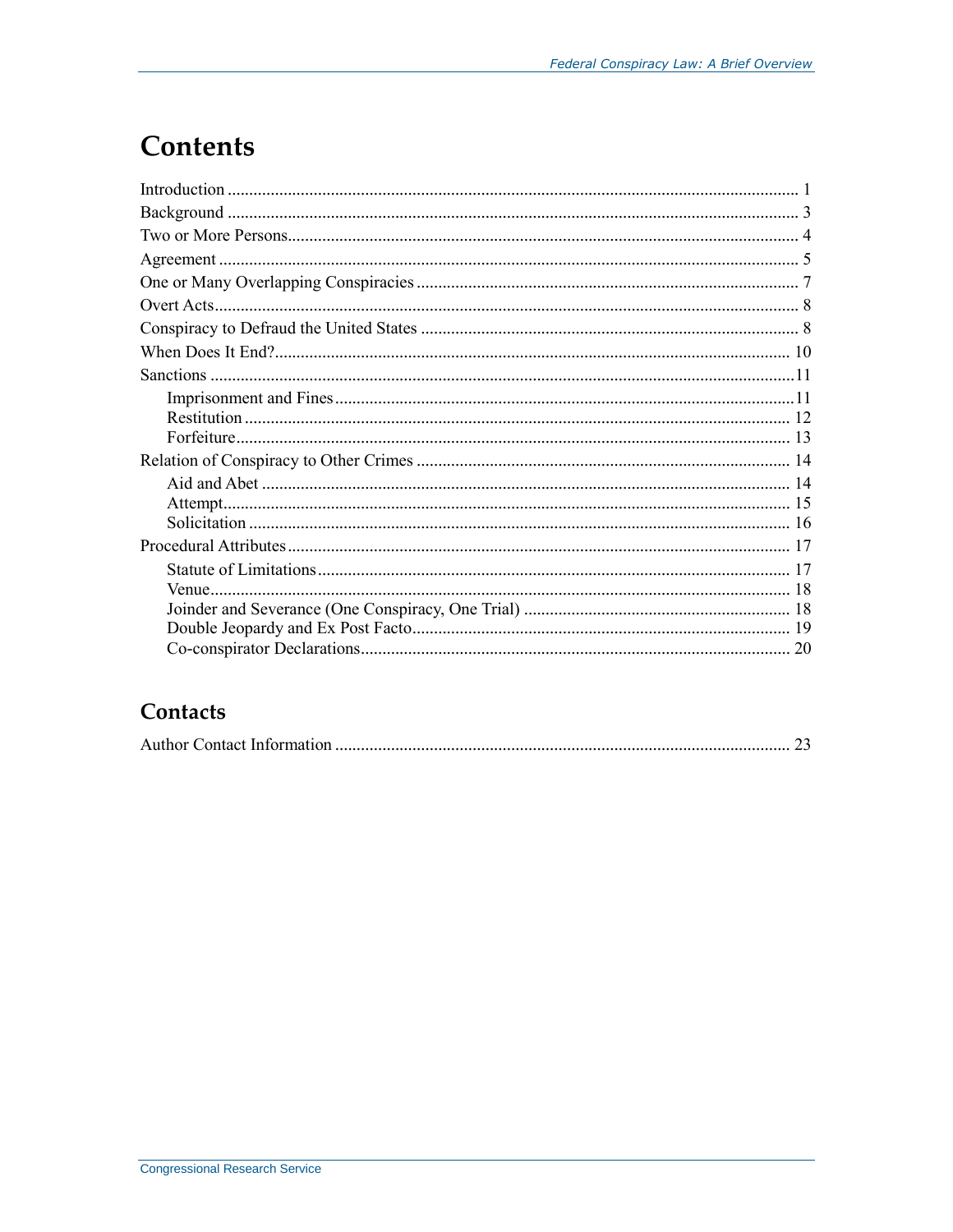# Contents

Introduction ........................................................................................................................ 1
Background ........................................................................................................................ 3
Two or More Persons.......................................................................................................... 4
Agreement .......................................................................................................................... 5
One or Many Overlapping Conspiracies ............................................................................. 7
Overt Acts........................................................................................................................... 8
Conspiracy to Defraud the United States ............................................................................ 8
When Does It End?........................................................................................................... 10
Sanctions ...........................................................................................................................11
    Imprisonment and Fines...............................................................................................11
    Restitution .................................................................................................................. 12
    Forfeiture.................................................................................................................... 13
Relation of Conspiracy to Other Crimes .......................................................................... 14
    Aid and Abet .............................................................................................................. 14
    Attempt....................................................................................................................... 15
    Solicitation ................................................................................................................. 16
Procedural Attributes ........................................................................................................ 17
    Statute of Limitations ................................................................................................. 17
    Venue.......................................................................................................................... 18
    Joinder and Severance (One Conspiracy, One Trial) .................................................. 18
    Double Jeopardy and Ex Post Facto............................................................................ 19
    Co-conspirator Declarations........................................................................................ 20

## Contacts

Author Contact Information ............................................................................................. 23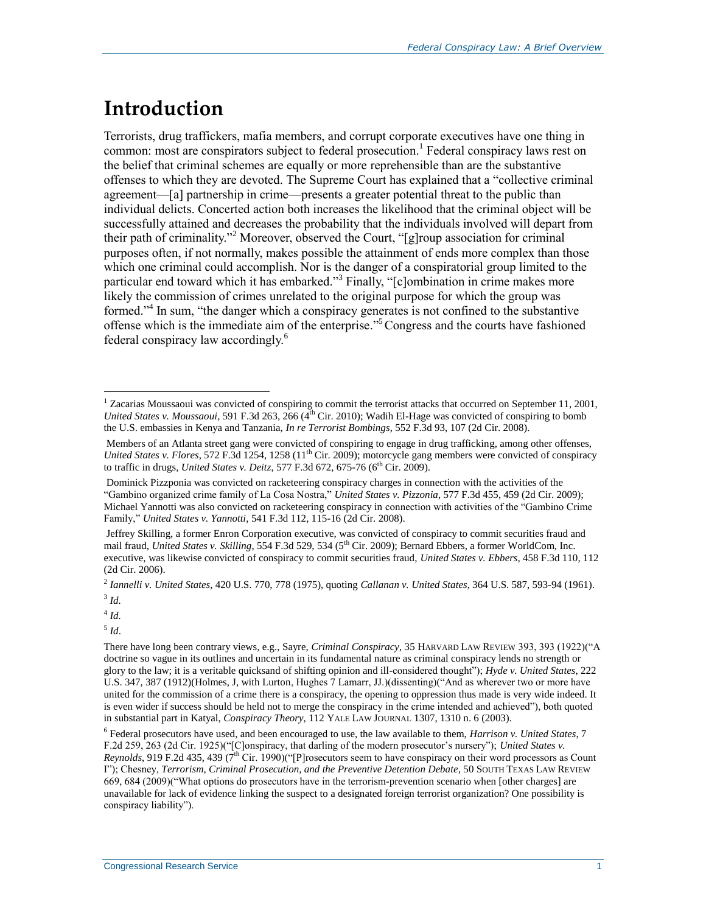# Introduction

Terrorists, drug traffickers, mafia members, and corrupt corporate executives have one thing in common: most are conspirators subject to federal prosecution.[1] Federal conspiracy laws rest on the belief that criminal schemes are equally or more reprehensible than are the substantive offenses to which they are devoted. The Supreme Court has explained that a "collective criminal agreement—[a] partnership in crime—presents a greater potential threat to the public than individual delicts. Concerted action both increases the likelihood that the criminal object will be successfully attained and decreases the probability that the individuals involved will depart from their path of criminality."[2] Moreover, observed the Court, "[g]roup association for criminal purposes often, if not normally, makes possible the attainment of ends more complex than those which one criminal could accomplish. Nor is the danger of a conspiratorial group limited to the particular end toward which it has embarked."[3] Finally, "[c]ombination in crime makes more likely the commission of crimes unrelated to the original purpose for which the group was formed."[4] In sum, "the danger which a conspiracy generates is not confined to the substantive offense which is the immediate aim of the enterprise."[5] Congress and the courts have fashioned federal conspiracy law accordingly.[6]

---

[1] Zacarias Moussaoui was convicted of conspiring to commit the terrorist attacks that occurred on September 11, 2001, *United States v. Moussaoui*, 591 F.3d 263, 266 (4th Cir. 2010); Wadih El-Hage was convicted of conspiring to bomb the U.S. embassies in Kenya and Tanzania, *In re Terrorist Bombings*, 552 F.3d 93, 107 (2d Cir. 2008).

Members of an Atlanta street gang were convicted of conspiring to engage in drug trafficking, among other offenses, *United States v. Flores*, 572 F.3d 1254, 1258 (11th Cir. 2009); motorcycle gang members were convicted of conspiracy to traffic in drugs, *United States v. Deitz*, 577 F.3d 672, 675-76 (6th Cir. 2009).

Dominick Pizzponia was convicted on racketeering conspiracy charges in connection with the activities of the "Gambino organized crime family of La Cosa Nostra," *United States v. Pizzonia*, 577 F.3d 455, 459 (2d Cir. 2009); Michael Yannotti was also convicted on racketeering conspiracy in connection with activities of the "Gambino Crime Family," *United States v. Yannotti*, 541 F.3d 112, 115-16 (2d Cir. 2008).

Jeffrey Skilling, a former Enron Corporation executive, was convicted of conspiracy to commit securities fraud and mail fraud, *United States v. Skilling*, 554 F.3d 529, 534 (5th Cir. 2009); Bernard Ebbers, a former WorldCom, Inc. executive, was likewise convicted of conspiracy to commit securities fraud, *United States v. Ebbers*, 458 F.3d 110, 112 (2d Cir. 2006).

[2] *Iannelli v. United States*, 420 U.S. 770, 778 (1975), quoting *Callanan v. United States*, 364 U.S. 587, 593-94 (1961).

[3] *Id.*

[4] *Id.*

[5] *Id*.

There have long been contrary views, e.g., Sayre, *Criminal Conspiracy*, 35 HARVARD LAW REVIEW 393, 393 (1922)("A doctrine so vague in its outlines and uncertain in its fundamental nature as criminal conspiracy lends no strength or glory to the law; it is a veritable quicksand of shifting opinion and ill-considered thought"); *Hyde v. United States*, 222 U.S. 347, 387 (1912)(Holmes, J, with Lurton, Hughes 7 Lamarr, JJ.)(dissenting)("And as wherever two or more have united for the commission of a crime there is a conspiracy, the opening to oppression thus made is very wide indeed. It is even wider if success should be held not to merge the conspiracy in the crime intended and achieved"), both quoted in substantial part in Katyal, *Conspiracy Theory*, 112 YALE LAW JOURNAL 1307, 1310 n. 6 (2003).

[6] Federal prosecutors have used, and been encouraged to use, the law available to them, *Harrison v. United States*, 7 F.2d 259, 263 (2d Cir. 1925)("[C]onspiracy, that darling of the modern prosecutor's nursery"); *United States v. Reynolds*, 919 F.2d 435, 439 (7th Cir. 1990)("[P]rosecutors seem to have conspiracy on their word processors as Count I"); Chesney, *Terrorism, Criminal Prosecution, and the Preventive Detention Debate*, 50 SOUTH TEXAS LAW REVIEW 669, 684 (2009)("What options do prosecutors have in the terrorism-prevention scenario when [other charges] are unavailable for lack of evidence linking the suspect to a designated foreign terrorist organization? One possibility is conspiracy liability").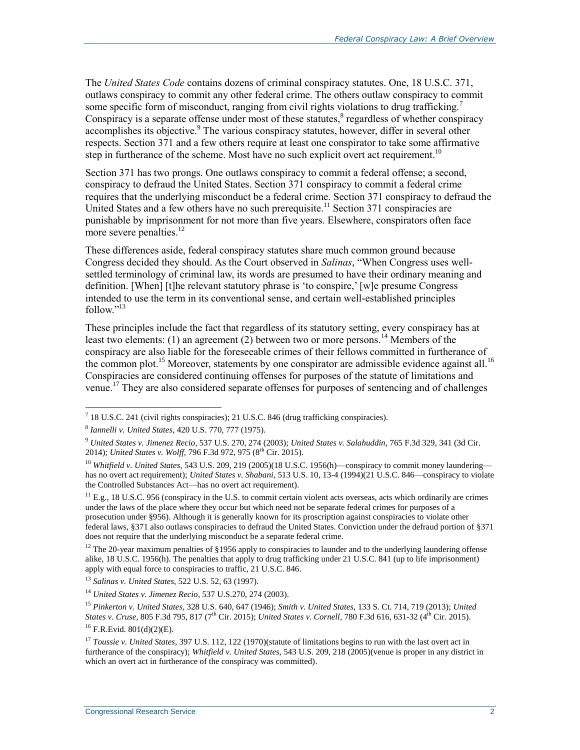The *United States Code* contains dozens of criminal conspiracy statutes. One, 18 U.S.C. 371, outlaws conspiracy to commit any other federal crime. The others outlaw conspiracy to commit some specific form of misconduct, ranging from civil rights violations to drug trafficking.[7] Conspiracy is a separate offense under most of these statutes,[8] regardless of whether conspiracy accomplishes its objective.[9] The various conspiracy statutes, however, differ in several other respects. Section 371 and a few others require at least one conspirator to take some affirmative step in furtherance of the scheme. Most have no such explicit overt act requirement.[10]

Section 371 has two prongs. One outlaws conspiracy to commit a federal offense; a second, conspiracy to defraud the United States. Section 371 conspiracy to commit a federal crime requires that the underlying misconduct be a federal crime. Section 371 conspiracy to defraud the United States and a few others have no such prerequisite.[11] Section 371 conspiracies are punishable by imprisonment for not more than five years. Elsewhere, conspirators often face more severe penalties.[12]

These differences aside, federal conspiracy statutes share much common ground because Congress decided they should. As the Court observed in *Salinas*, "When Congress uses well-settled terminology of criminal law, its words are presumed to have their ordinary meaning and definition. [When] [t]he relevant statutory phrase is 'to conspire,' [w]e presume Congress intended to use the term in its conventional sense, and certain well-established principles follow."[13]

These principles include the fact that regardless of its statutory setting, every conspiracy has at least two elements: (1) an agreement (2) between two or more persons.[14] Members of the conspiracy are also liable for the foreseeable crimes of their fellows committed in furtherance of the common plot.[15] Moreover, statements by one conspirator are admissible evidence against all.[16] Conspiracies are considered continuing offenses for purposes of the statute of limitations and venue.[17] They are also considered separate offenses for purposes of sentencing and of challenges

---

[7] 18 U.S.C. 241 (civil rights conspiracies); 21 U.S.C. 846 (drug trafficking conspiracies).

[8] *Iannelli v. United States*, 420 U.S. 770, 777 (1975).

[9] *United States v. Jimenez Recio*, 537 U.S. 270, 274 (2003); *United States v. Salahuddin*, 765 F.3d 329, 341 (3d Cir. 2014); *United States v. Wolff*, 796 F.3d 972, 975 (8th Cir. 2015).

[10] *Whitfield v. United States*, 543 U.S. 209, 219 (2005)(18 U.S.C. 1956(h)—conspiracy to commit money laundering—has no overt act requirement); *United States v. Shabani*, 513 U.S. 10, 13-4 (1994)(21 U.S.C. 846—conspiracy to violate the Controlled Substances Act—has no overt act requirement).

[11] E.g., 18 U.S.C. 956 (conspiracy in the U.S. to commit certain violent acts overseas, acts which ordinarily are crimes under the laws of the place where they occur but which need not be separate federal crimes for purposes of a prosecution under §956). Although it is generally known for its proscription against conspiracies to violate other federal laws, §371 also outlaws conspiracies to defraud the United States. Conviction under the defraud portion of §371 does not require that the underlying misconduct be a separate federal crime.

[12] The 20-year maximum penalties of §1956 apply to conspiracies to launder and to the underlying laundering offense alike, 18 U.S.C. 1956(h). The penalties that apply to drug trafficking under 21 U.S.C. 841 (up to life imprisonment) apply with equal force to conspiracies to traffic, 21 U.S.C. 846.

[13] *Salinas v. United States*, 522 U.S. 52, 63 (1997).

[14] *United States v. Jimenez Recio*, 537 U.S.270, 274 (2003).

[15] *Pinkerton v. United States*, 328 U.S. 640, 647 (1946); *Smith v. United States*, 133 S. Ct. 714, 719 (2013); *United States v. Cruse*, 805 F.3d 795, 817 (7th Cir. 2015); *United States v. Cornell*, 780 F.3d 616, 631-32 (4th Cir. 2015).

[16] F.R.Evid. 801(d)(2)(E).

[17] *Toussie v. United States*, 397 U.S. 112, 122 (1970)(statute of limitations begins to run with the last overt act in furtherance of the conspiracy); *Whitfield v. United States*, 543 U.S. 209, 218 (2005)(venue is proper in any district in which an overt act in furtherance of the conspiracy was committed).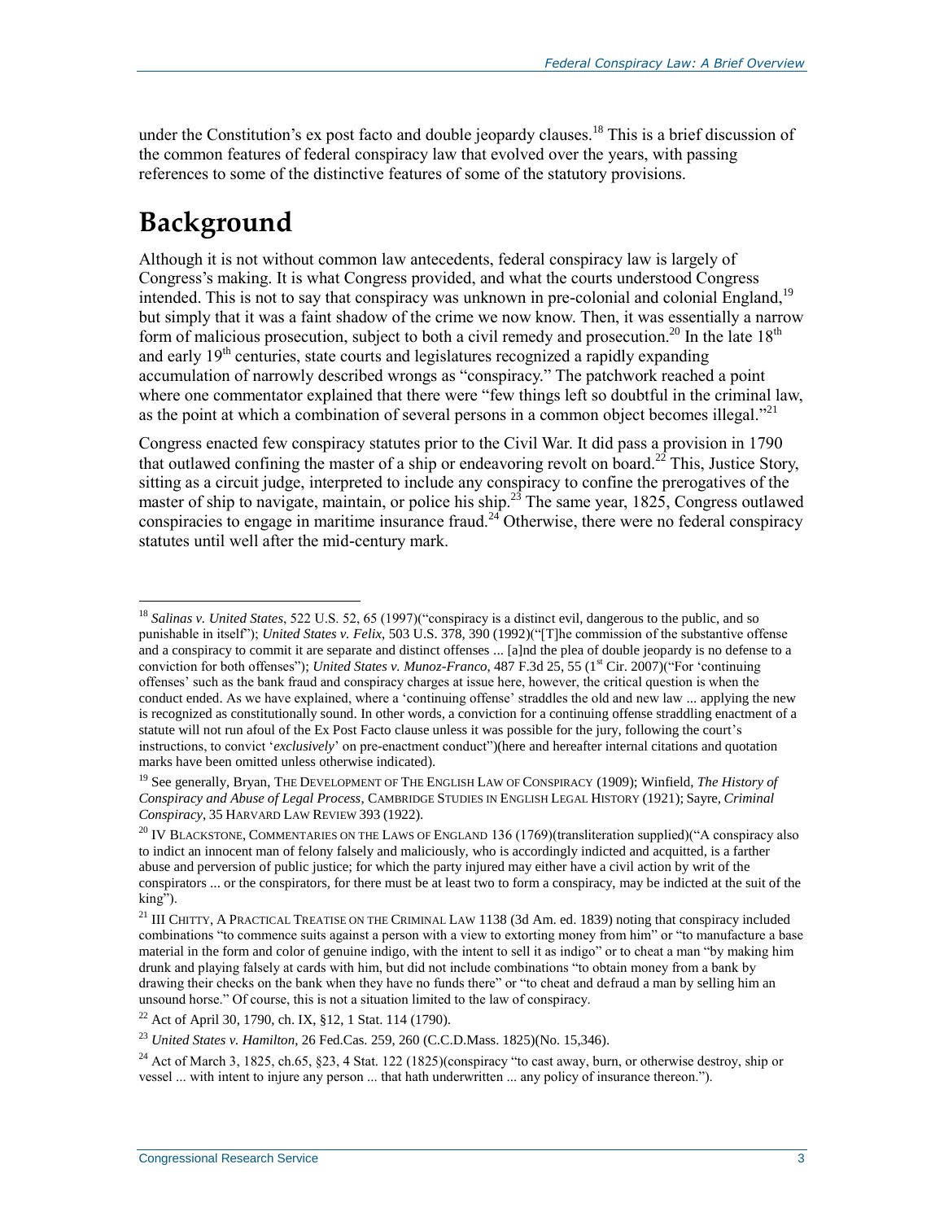under the Constitution's ex post facto and double jeopardy clauses.[18] This is a brief discussion of the common features of federal conspiracy law that evolved over the years, with passing references to some of the distinctive features of some of the statutory provisions.

# Background

Although it is not without common law antecedents, federal conspiracy law is largely of Congress's making. It is what Congress provided, and what the courts understood Congress intended. This is not to say that conspiracy was unknown in pre-colonial and colonial England,[19] but simply that it was a faint shadow of the crime we now know. Then, it was essentially a narrow form of malicious prosecution, subject to both a civil remedy and prosecution.[20] In the late 18th and early 19th centuries, state courts and legislatures recognized a rapidly expanding accumulation of narrowly described wrongs as "conspiracy." The patchwork reached a point where one commentator explained that there were "few things left so doubtful in the criminal law, as the point at which a combination of several persons in a common object becomes illegal."[21]

Congress enacted few conspiracy statutes prior to the Civil War. It did pass a provision in 1790 that outlawed confining the master of a ship or endeavoring revolt on board.[22] This, Justice Story, sitting as a circuit judge, interpreted to include any conspiracy to confine the prerogatives of the master of ship to navigate, maintain, or police his ship.[23] The same year, 1825, Congress outlawed conspiracies to engage in maritime insurance fraud.[24] Otherwise, there were no federal conspiracy statutes until well after the mid-century mark.

---

[18] *Salinas v. United States*, 522 U.S. 52, 65 (1997)("conspiracy is a distinct evil, dangerous to the public, and so punishable in itself"); *United States v. Felix*, 503 U.S. 378, 390 (1992)("[T]he commission of the substantive offense and a conspiracy to commit it are separate and distinct offenses ... [a]nd the plea of double jeopardy is no defense to a conviction for both offenses"); *United States v. Munoz-Franco*, 487 F.3d 25, 55 (1st Cir. 2007)("For 'continuing offenses' such as the bank fraud and conspiracy charges at issue here, however, the critical question is when the conduct ended. As we have explained, where a 'continuing offense' straddles the old and new law ... applying the new is recognized as constitutionally sound. In other words, a conviction for a continuing offense straddling enactment of a statute will not run afoul of the Ex Post Facto clause unless it was possible for the jury, following the court's instructions, to convict '*exclusively*' on pre-enactment conduct")(here and hereafter internal citations and quotation marks have been omitted unless otherwise indicated).

[19] See generally, Bryan, THE DEVELOPMENT OF THE ENGLISH LAW OF CONSPIRACY (1909); Winfield, *The History of Conspiracy and Abuse of Legal Process*, CAMBRIDGE STUDIES IN ENGLISH LEGAL HISTORY (1921); Sayre, *Criminal Conspiracy*, 35 HARVARD LAW REVIEW 393 (1922).

[20] IV BLACKSTONE, COMMENTARIES ON THE LAWS OF ENGLAND 136 (1769)(transliteration supplied)("A conspiracy also to indict an innocent man of felony falsely and maliciously, who is accordingly indicted and acquitted, is a farther abuse and perversion of public justice; for which the party injured may either have a civil action by writ of the conspirators ... or the conspirators, for there must be at least two to form a conspiracy, may be indicted at the suit of the king").

[21] III CHITTY, A PRACTICAL TREATISE ON THE CRIMINAL LAW 1138 (3d Am. ed. 1839) noting that conspiracy included combinations "to commence suits against a person with a view to extorting money from him" or "to manufacture a base material in the form and color of genuine indigo, with the intent to sell it as indigo" or to cheat a man "by making him drunk and playing falsely at cards with him, but did not include combinations "to obtain money from a bank by drawing their checks on the bank when they have no funds there" or "to cheat and defraud a man by selling him an unsound horse." Of course, this is not a situation limited to the law of conspiracy.

[22] Act of April 30, 1790, ch. IX, §12, 1 Stat. 114 (1790).

[23] *United States v. Hamilton*, 26 Fed.Cas. 259, 260 (C.C.D.Mass. 1825)(No. 15,346).

[24] Act of March 3, 1825, ch.65, §23, 4 Stat. 122 (1825)(conspiracy "to cast away, burn, or otherwise destroy, ship or vessel ... with intent to injure any person ... that hath underwritten ... any policy of insurance thereon.").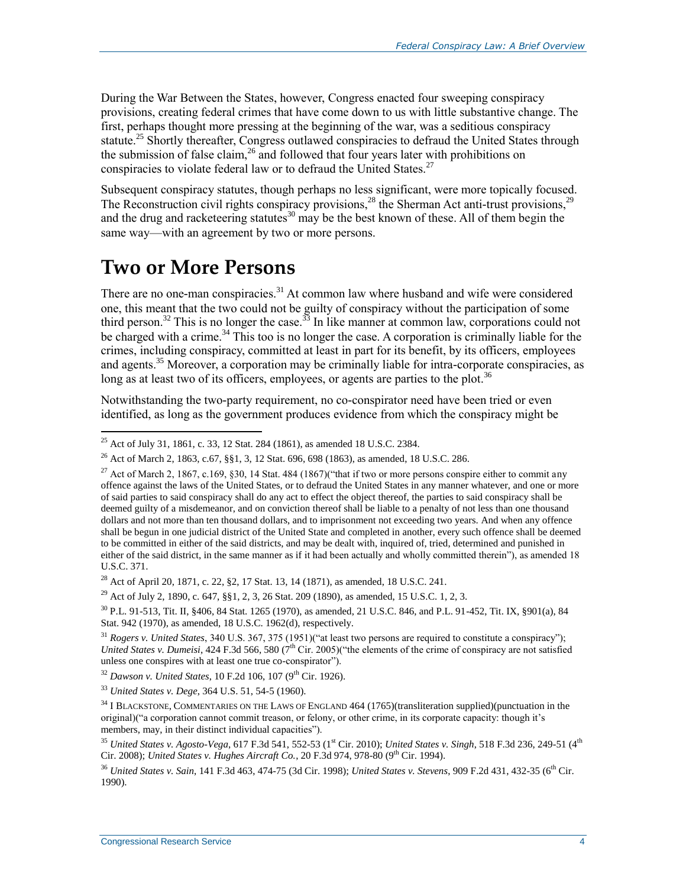During the War Between the States, however, Congress enacted four sweeping conspiracy provisions, creating federal crimes that have come down to us with little substantive change. The first, perhaps thought more pressing at the beginning of the war, was a seditious conspiracy statute.[25] Shortly thereafter, Congress outlawed conspiracies to defraud the United States through the submission of false claim,[26] and followed that four years later with prohibitions on conspiracies to violate federal law or to defraud the United States.[27]

Subsequent conspiracy statutes, though perhaps no less significant, were more topically focused. The Reconstruction civil rights conspiracy provisions,[28] the Sherman Act anti-trust provisions,[29] and the drug and racketeering statutes[30] may be the best known of these. All of them begin the same way—with an agreement by two or more persons.

# Two or More Persons

There are no one-man conspiracies.[31] At common law where husband and wife were considered one, this meant that the two could not be guilty of conspiracy without the participation of some third person.[32] This is no longer the case.[33] In like manner at common law, corporations could not be charged with a crime.[34] This too is no longer the case. A corporation is criminally liable for the crimes, including conspiracy, committed at least in part for its benefit, by its officers, employees and agents.[35] Moreover, a corporation may be criminally liable for intra-corporate conspiracies, as long as at least two of its officers, employees, or agents are parties to the plot.[36]

Notwithstanding the two-party requirement, no co-conspirator need have been tried or even identified, as long as the government produces evidence from which the conspiracy might be

---

[25] Act of July 31, 1861, c. 33, 12 Stat. 284 (1861), as amended 18 U.S.C. 2384.

[26] Act of March 2, 1863, c.67, §§1, 3, 12 Stat. 696, 698 (1863), as amended, 18 U.S.C. 286.

[27] Act of March 2, 1867, c.169, §30, 14 Stat. 484 (1867)("that if two or more persons conspire either to commit any offence against the laws of the United States, or to defraud the United States in any manner whatever, and one or more of said parties to said conspiracy shall do any act to effect the object thereof, the parties to said conspiracy shall be deemed guilty of a misdemeanor, and on conviction thereof shall be liable to a penalty of not less than one thousand dollars and not more than ten thousand dollars, and to imprisonment not exceeding two years. And when any offence shall be begun in one judicial district of the United State and completed in another, every such offence shall be deemed to be committed in either of the said districts, and may be dealt with, inquired of, tried, determined and punished in either of the said district, in the same manner as if it had been actually and wholly committed therein"), as amended 18 U.S.C. 371.

[28] Act of April 20, 1871, c. 22, §2, 17 Stat. 13, 14 (1871), as amended, 18 U.S.C. 241.

[29] Act of July 2, 1890, c. 647, §§1, 2, 3, 26 Stat. 209 (1890), as amended, 15 U.S.C. 1, 2, 3.

[30] P.L. 91-513, Tit. II, §406, 84 Stat. 1265 (1970), as amended, 21 U.S.C. 846, and P.L. 91-452, Tit. IX, §901(a), 84 Stat. 942 (1970), as amended, 18 U.S.C. 1962(d), respectively.

[31] *Rogers v. United States*, 340 U.S. 367, 375 (1951)("at least two persons are required to constitute a conspiracy"); *United States v. Dumeisi*, 424 F.3d 566, 580 (7th Cir. 2005)("the elements of the crime of conspiracy are not satisfied unless one conspires with at least one true co-conspirator").

[32] *Dawson v. United States*, 10 F.2d 106, 107 (9th Cir. 1926).

[33] *United States v. Dege*, 364 U.S. 51, 54-5 (1960).

[34] I BLACKSTONE, COMMENTARIES ON THE LAWS OF ENGLAND 464 (1765)(transliteration supplied)(punctuation in the original)("a corporation cannot commit treason, or felony, or other crime, in its corporate capacity: though it's members, may, in their distinct individual capacities").

[35] *United States v. Agosto-Vega*, 617 F.3d 541, 552-53 (1st Cir. 2010); *United States v. Singh*, 518 F.3d 236, 249-51 (4th Cir. 2008); *United States v. Hughes Aircraft Co.*, 20 F.3d 974, 978-80 (9th Cir. 1994).

[36] *United States v. Sain*, 141 F.3d 463, 474-75 (3d Cir. 1998); *United States v. Stevens*, 909 F.2d 431, 432-35 (6th Cir. 1990).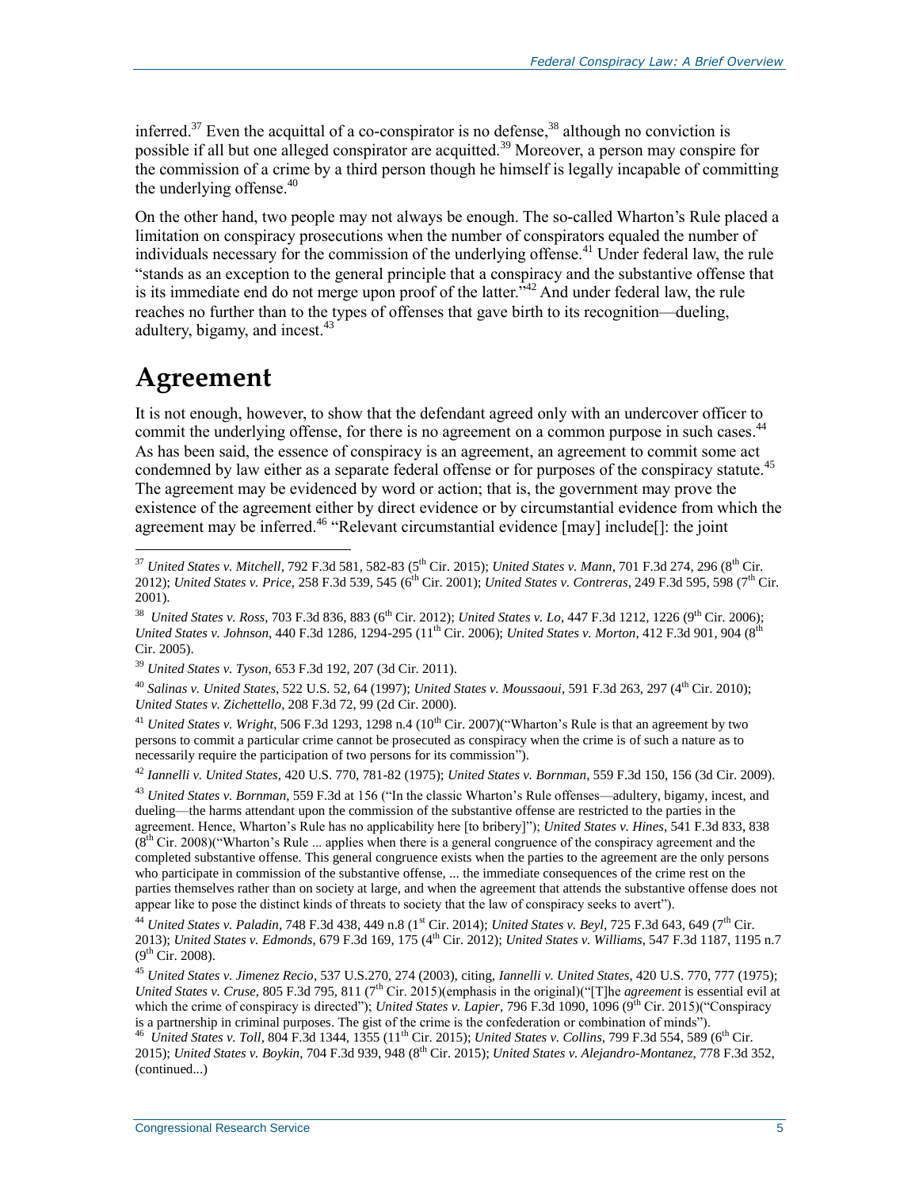inferred.[37] Even the acquittal of a co-conspirator is no defense,[38] although no conviction is possible if all but one alleged conspirator are acquitted.[39] Moreover, a person may conspire for the commission of a crime by a third person though he himself is legally incapable of committing the underlying offense.[40]

On the other hand, two people may not always be enough. The so-called Wharton's Rule placed a limitation on conspiracy prosecutions when the number of conspirators equaled the number of individuals necessary for the commission of the underlying offense.[41] Under federal law, the rule "stands as an exception to the general principle that a conspiracy and the substantive offense that is its immediate end do not merge upon proof of the latter."[42] And under federal law, the rule reaches no further than to the types of offenses that gave birth to its recognition—dueling, adultery, bigamy, and incest.[43]

## Agreement

It is not enough, however, to show that the defendant agreed only with an undercover officer to commit the underlying offense, for there is no agreement on a common purpose in such cases.[44] As has been said, the essence of conspiracy is an agreement, an agreement to commit some act condemned by law either as a separate federal offense or for purposes of the conspiracy statute.[45] The agreement may be evidenced by word or action; that is, the government may prove the existence of the agreement either by direct evidence or by circumstantial evidence from which the agreement may be inferred.[46] "Relevant circumstantial evidence [may] include[]: the joint

---

[37] *United States v. Mitchell*, 792 F.3d 581, 582-83 (5th Cir. 2015); *United States v. Mann*, 701 F.3d 274, 296 (8th Cir. 2012); *United States v. Price*, 258 F.3d 539, 545 (6th Cir. 2001); *United States v. Contreras*, 249 F.3d 595, 598 (7th Cir. 2001).

[38] *United States v. Ross*, 703 F.3d 836, 883 (6th Cir. 2012); *United States v. Lo*, 447 F.3d 1212, 1226 (9th Cir. 2006); *United States v. Johnson*, 440 F.3d 1286, 1294-295 (11th Cir. 2006); *United States v. Morton*, 412 F.3d 901, 904 (8th Cir. 2005).

[39] *United States v. Tyson*, 653 F.3d 192, 207 (3d Cir. 2011).

[40] *Salinas v. United States*, 522 U.S. 52, 64 (1997); *United States v. Moussaoui*, 591 F.3d 263, 297 (4th Cir. 2010); *United States v. Zichettello*, 208 F.3d 72, 99 (2d Cir. 2000).

[41] *United States v. Wright*, 506 F.3d 1293, 1298 n.4 (10th Cir. 2007)("Wharton's Rule is that an agreement by two persons to commit a particular crime cannot be prosecuted as conspiracy when the crime is of such a nature as to necessarily require the participation of two persons for its commission").

[42] *Iannelli v. United States*, 420 U.S. 770, 781-82 (1975); *United States v. Bornman*, 559 F.3d 150, 156 (3d Cir. 2009).

[43] *United States v. Bornman*, 559 F.3d at 156 ("In the classic Wharton's Rule offenses—adultery, bigamy, incest, and dueling—the harms attendant upon the commission of the substantive offense are restricted to the parties in the agreement. Hence, Wharton's Rule has no applicability here [to bribery]"); *United States v. Hines*, 541 F.3d 833, 838 (8th Cir. 2008)("Wharton's Rule ... applies when there is a general congruence of the conspiracy agreement and the completed substantive offense. This general congruence exists when the parties to the agreement are the only persons who participate in commission of the substantive offense, ... the immediate consequences of the crime rest on the parties themselves rather than on society at large, and when the agreement that attends the substantive offense does not appear like to pose the distinct kinds of threats to society that the law of conspiracy seeks to avert").

[44] *United States v. Paladin*, 748 F.3d 438, 449 n.8 (1st Cir. 2014); *United States v. Beyl*, 725 F.3d 643, 649 (7th Cir. 2013); *United States v. Edmonds*, 679 F.3d 169, 175 (4th Cir. 2012); *United States v. Williams*, 547 F.3d 1187, 1195 n.7 (9th Cir. 2008).

[45] *United States v. Jimenez Recio*, 537 U.S.270, 274 (2003), citing, *Iannelli v. United States*, 420 U.S. 770, 777 (1975); *United States v. Cruse*, 805 F.3d 795, 811 (7th Cir. 2015)(emphasis in the original)("[T]he *agreement* is essential evil at which the crime of conspiracy is directed"); *United States v. Lapier*, 796 F.3d 1090, 1096 (9th Cir. 2015)("Conspiracy is a partnership in criminal purposes. The gist of the crime is the confederation or combination of minds").

[46] *United States v. Toll*, 804 F.3d 1344, 1355 (11th Cir. 2015); *United States v. Collins*, 799 F.3d 554, 589 (6th Cir. 2015); *United States v. Boykin*, 704 F.3d 939, 948 (8th Cir. 2015); *United States v. Alejandro-Montanez*, 778 F.3d 352, (continued...)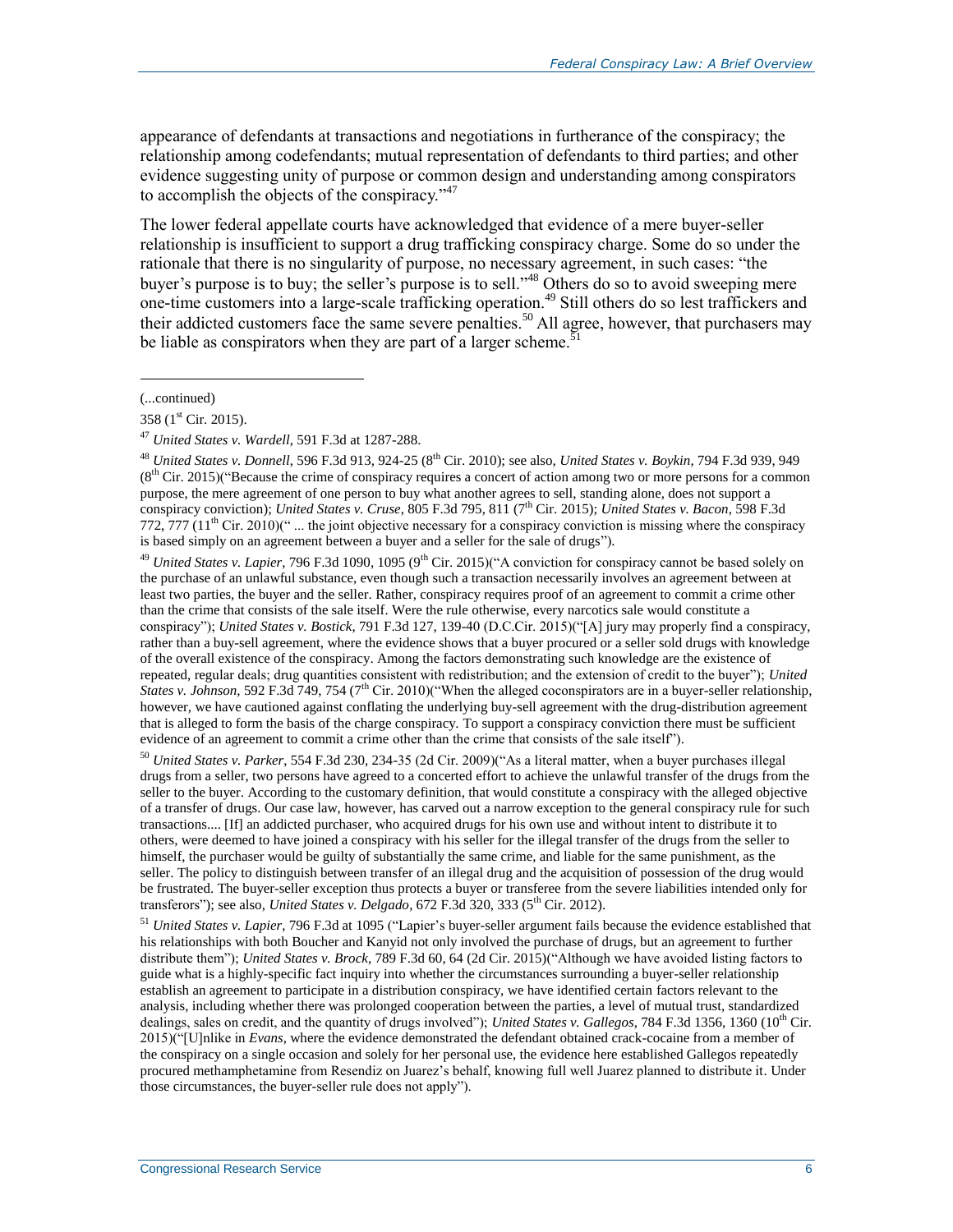appearance of defendants at transactions and negotiations in furtherance of the conspiracy; the relationship among codefendants; mutual representation of defendants to third parties; and other evidence suggesting unity of purpose or common design and understanding among conspirators to accomplish the objects of the conspiracy."[47]

The lower federal appellate courts have acknowledged that evidence of a mere buyer-seller relationship is insufficient to support a drug trafficking conspiracy charge. Some do so under the rationale that there is no singularity of purpose, no necessary agreement, in such cases: "the buyer's purpose is to buy; the seller's purpose is to sell."[48] Others do so to avoid sweeping mere one-time customers into a large-scale trafficking operation.[49] Still others do so lest traffickers and their addicted customers face the same severe penalties.[50] All agree, however, that purchasers may be liable as conspirators when they are part of a larger scheme.[51]

---

(...continued)

358 (1st Cir. 2015).

[47] *United States v. Wardell*, 591 F.3d at 1287-288.

[48] *United States v. Donnell*, 596 F.3d 913, 924-25 (8th Cir. 2010); see also, *United States v. Boykin*, 794 F.3d 939, 949 (8th Cir. 2015)("Because the crime of conspiracy requires a concert of action among two or more persons for a common purpose, the mere agreement of one person to buy what another agrees to sell, standing alone, does not support a conspiracy conviction); *United States v. Cruse*, 805 F.3d 795, 811 (7th Cir. 2015); *United States v. Bacon*, 598 F.3d 772, 777 (11th Cir. 2010)(" ... the joint objective necessary for a conspiracy conviction is missing where the conspiracy is based simply on an agreement between a buyer and a seller for the sale of drugs").

[49] *United States v. Lapier*, 796 F.3d 1090, 1095 (9th Cir. 2015)("A conviction for conspiracy cannot be based solely on the purchase of an unlawful substance, even though such a transaction necessarily involves an agreement between at least two parties, the buyer and the seller. Rather, conspiracy requires proof of an agreement to commit a crime other than the crime that consists of the sale itself. Were the rule otherwise, every narcotics sale would constitute a conspiracy"); *United States v. Bostick*, 791 F.3d 127, 139-40 (D.C.Cir. 2015)("[A] jury may properly find a conspiracy, rather than a buy-sell agreement, where the evidence shows that a buyer procured or a seller sold drugs with knowledge of the overall existence of the conspiracy. Among the factors demonstrating such knowledge are the existence of repeated, regular deals; drug quantities consistent with redistribution; and the extension of credit to the buyer"); *United States v. Johnson*, 592 F.3d 749, 754 (7th Cir. 2010)("When the alleged coconspirators are in a buyer-seller relationship, however, we have cautioned against conflating the underlying buy-sell agreement with the drug-distribution agreement that is alleged to form the basis of the charge conspiracy. To support a conspiracy conviction there must be sufficient evidence of an agreement to commit a crime other than the crime that consists of the sale itself").

[50] *United States v. Parker*, 554 F.3d 230, 234-35 (2d Cir. 2009)("As a literal matter, when a buyer purchases illegal drugs from a seller, two persons have agreed to a concerted effort to achieve the unlawful transfer of the drugs from the seller to the buyer. According to the customary definition, that would constitute a conspiracy with the alleged objective of a transfer of drugs. Our case law, however, has carved out a narrow exception to the general conspiracy rule for such transactions.... [If] an addicted purchaser, who acquired drugs for his own use and without intent to distribute it to others, were deemed to have joined a conspiracy with his seller for the illegal transfer of the drugs from the seller to himself, the purchaser would be guilty of substantially the same crime, and liable for the same punishment, as the seller. The policy to distinguish between transfer of an illegal drug and the acquisition of possession of the drug would be frustrated. The buyer-seller exception thus protects a buyer or transferee from the severe liabilities intended only for transferors"); see also, *United States v. Delgado*, 672 F.3d 320, 333 (5th Cir. 2012).

[51] *United States v. Lapier*, 796 F.3d at 1095 ("Lapier's buyer-seller argument fails because the evidence established that his relationships with both Boucher and Kanyid not only involved the purchase of drugs, but an agreement to further distribute them"); *United States v. Brock*, 789 F.3d 60, 64 (2d Cir. 2015)("Although we have avoided listing factors to guide what is a highly-specific fact inquiry into whether the circumstances surrounding a buyer-seller relationship establish an agreement to participate in a distribution conspiracy, we have identified certain factors relevant to the analysis, including whether there was prolonged cooperation between the parties, a level of mutual trust, standardized dealings, sales on credit, and the quantity of drugs involved"); *United States v. Gallegos*, 784 F.3d 1356, 1360 (10th Cir. 2015)("[U]nlike in *Evans*, where the evidence demonstrated the defendant obtained crack-cocaine from a member of the conspiracy on a single occasion and solely for her personal use, the evidence here established Gallegos repeatedly procured methamphetamine from Resendiz on Juarez's behalf, knowing full well Juarez planned to distribute it. Under those circumstances, the buyer-seller rule does not apply").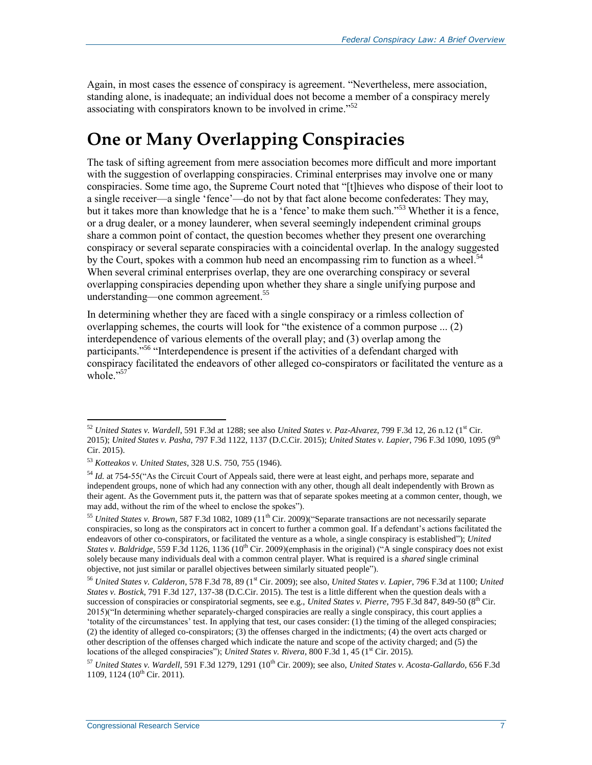Again, in most cases the essence of conspiracy is agreement. "Nevertheless, mere association, standing alone, is inadequate; an individual does not become a member of a conspiracy merely associating with conspirators known to be involved in crime."[52]

# One or Many Overlapping Conspiracies

The task of sifting agreement from mere association becomes more difficult and more important with the suggestion of overlapping conspiracies. Criminal enterprises may involve one or many conspiracies. Some time ago, the Supreme Court noted that "[t]hieves who dispose of their loot to a single receiver—a single 'fence'—do not by that fact alone become confederates: They may, but it takes more than knowledge that he is a 'fence' to make them such."[53] Whether it is a fence, or a drug dealer, or a money launderer, when several seemingly independent criminal groups share a common point of contact, the question becomes whether they present one overarching conspiracy or several separate conspiracies with a coincidental overlap. In the analogy suggested by the Court, spokes with a common hub need an encompassing rim to function as a wheel.[54] When several criminal enterprises overlap, they are one overarching conspiracy or several overlapping conspiracies depending upon whether they share a single unifying purpose and understanding—one common agreement.[55]

In determining whether they are faced with a single conspiracy or a rimless collection of overlapping schemes, the courts will look for "the existence of a common purpose ... (2) interdependence of various elements of the overall play; and (3) overlap among the participants."[56] "Interdependence is present if the activities of a defendant charged with conspiracy facilitated the endeavors of other alleged co-conspirators or facilitated the venture as a whole."[57]

---

[52] *United States v. Wardell*, 591 F.3d at 1288; see also *United States v. Paz-Alvarez*, 799 F.3d 12, 26 n.12 (1st Cir. 2015); *United States v. Pasha*, 797 F.3d 1122, 1137 (D.C.Cir. 2015); *United States v. Lapier*, 796 F.3d 1090, 1095 (9th Cir. 2015).

[53] *Kotteakos v. United States*, 328 U.S. 750, 755 (1946).

[54] *Id.* at 754-55("As the Circuit Court of Appeals said, there were at least eight, and perhaps more, separate and independent groups, none of which had any connection with any other, though all dealt independently with Brown as their agent. As the Government puts it, the pattern was that of separate spokes meeting at a common center, though, we may add, without the rim of the wheel to enclose the spokes").

[55] *United States v. Brown*, 587 F.3d 1082, 1089 (11th Cir. 2009)("Separate transactions are not necessarily separate conspiracies, so long as the conspirators act in concert to further a common goal. If a defendant's actions facilitated the endeavors of other co-conspirators, or facilitated the venture as a whole, a single conspiracy is established"); *United States v. Baldridge*, 559 F.3d 1126, 1136 (10th Cir. 2009)(emphasis in the original) ("A single conspiracy does not exist solely because many individuals deal with a common central player. What is required is a *shared* single criminal objective, not just similar or parallel objectives between similarly situated people").

[56] *United States v. Calderon*, 578 F.3d 78, 89 (1st Cir. 2009); see also, *United States v. Lapier*, 796 F.3d at 1100; *United States v. Bostick*, 791 F.3d 127, 137-38 (D.C.Cir. 2015). The test is a little different when the question deals with a succession of conspiracies or conspiratorial segments, see e.g., *United States v. Pierre*, 795 F.3d 847, 849-50 (8th Cir. 2015)("In determining whether separately-charged conspiracies are really a single conspiracy, this court applies a 'totality of the circumstances' test. In applying that test, our cases consider: (1) the timing of the alleged conspiracies; (2) the identity of alleged co-conspirators; (3) the offenses charged in the indictments; (4) the overt acts charged or other description of the offenses charged which indicate the nature and scope of the activity charged; and (5) the locations of the alleged conspiracies"); *United States v. Rivera*, 800 F.3d 1, 45 (1st Cir. 2015).

[57] *United States v. Wardell*, 591 F.3d 1279, 1291 (10th Cir. 2009); see also, *United States v. Acosta-Gallardo*, 656 F.3d 1109, 1124 (10th Cir. 2011).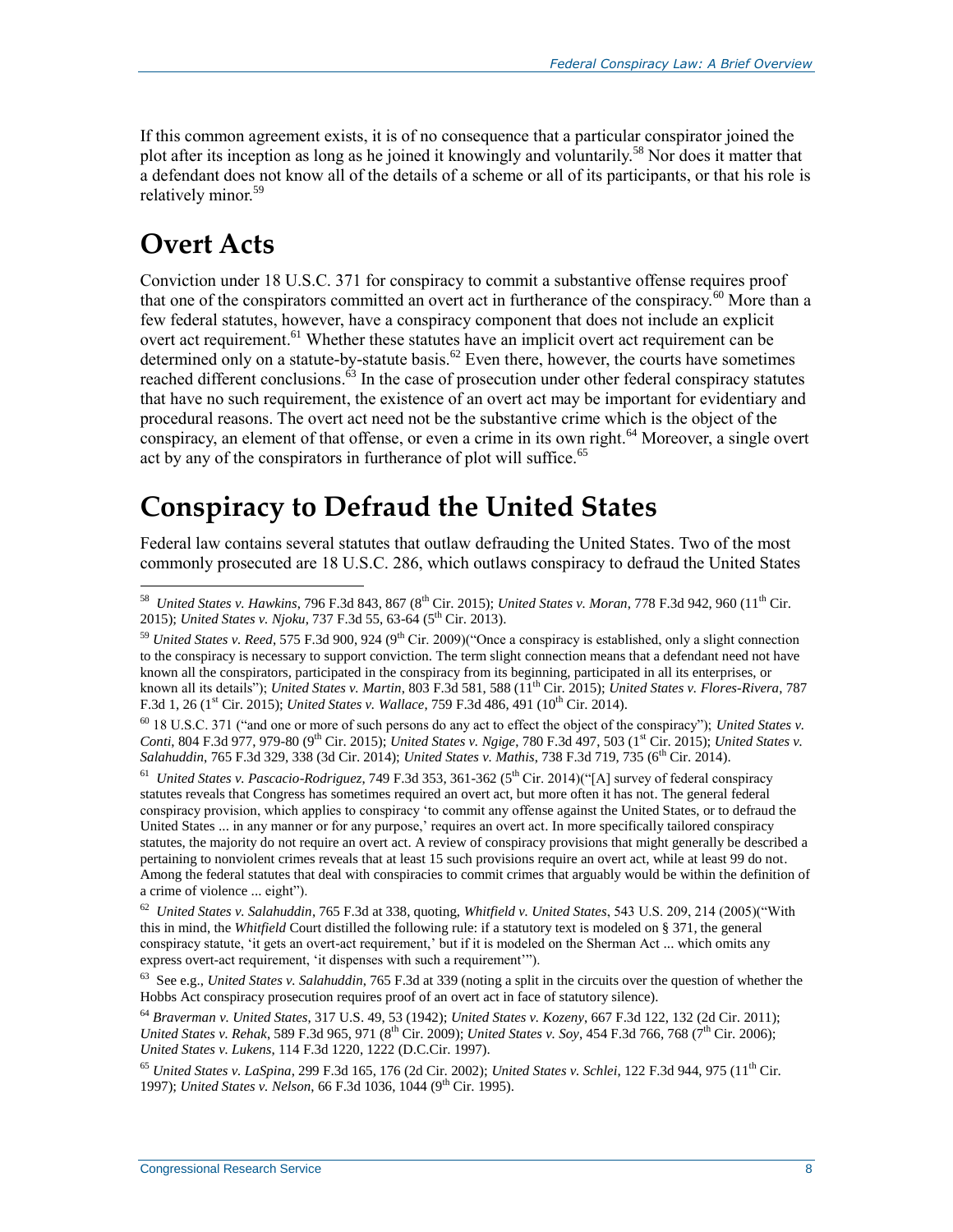If this common agreement exists, it is of no consequence that a particular conspirator joined the plot after its inception as long as he joined it knowingly and voluntarily.[58] Nor does it matter that a defendant does not know all of the details of a scheme or all of its participants, or that his role is relatively minor.[59]

## Overt Acts

Conviction under 18 U.S.C. 371 for conspiracy to commit a substantive offense requires proof that one of the conspirators committed an overt act in furtherance of the conspiracy.[60] More than a few federal statutes, however, have a conspiracy component that does not include an explicit overt act requirement.[61] Whether these statutes have an implicit overt act requirement can be determined only on a statute-by-statute basis.[62] Even there, however, the courts have sometimes reached different conclusions.[63] In the case of prosecution under other federal conspiracy statutes that have no such requirement, the existence of an overt act may be important for evidentiary and procedural reasons. The overt act need not be the substantive crime which is the object of the conspiracy, an element of that offense, or even a crime in its own right.[64] Moreover, a single overt act by any of the conspirators in furtherance of plot will suffice.[65]

## Conspiracy to Defraud the United States

Federal law contains several statutes that outlaw defrauding the United States. Two of the most commonly prosecuted are 18 U.S.C. 286, which outlaws conspiracy to defraud the United States

---

[58] *United States v. Hawkins*, 796 F.3d 843, 867 (8th Cir. 2015); *United States v. Moran*, 778 F.3d 942, 960 (11th Cir. 2015); *United States v. Njoku*, 737 F.3d 55, 63-64 (5th Cir. 2013).

[59] *United States v. Reed*, 575 F.3d 900, 924 (9th Cir. 2009)("Once a conspiracy is established, only a slight connection to the conspiracy is necessary to support conviction. The term slight connection means that a defendant need not have known all the conspirators, participated in the conspiracy from its beginning, participated in all its enterprises, or known all its details"); *United States v. Martin*, 803 F.3d 581, 588 (11th Cir. 2015); *United States v. Flores-Rivera*, 787 F.3d 1, 26 (1st Cir. 2015); *United States v. Wallace*, 759 F.3d 486, 491 (10th Cir. 2014).

[60] 18 U.S.C. 371 ("and one or more of such persons do any act to effect the object of the conspiracy"); *United States v. Conti*, 804 F.3d 977, 979-80 (9th Cir. 2015); *United States v. Ngige*, 780 F.3d 497, 503 (1st Cir. 2015); *United States v. Salahuddin*, 765 F.3d 329, 338 (3d Cir. 2014); *United States v. Mathis*, 738 F.3d 719, 735 (6th Cir. 2014).

[61] *United States v. Pascacio-Rodriguez*, 749 F.3d 353, 361-362 (5th Cir. 2014)("[A] survey of federal conspiracy statutes reveals that Congress has sometimes required an overt act, but more often it has not. The general federal conspiracy provision, which applies to conspiracy 'to commit any offense against the United States, or to defraud the United States ... in any manner or for any purpose,' requires an overt act. In more specifically tailored conspiracy statutes, the majority do not require an overt act. A review of conspiracy provisions that might generally be described a pertaining to nonviolent crimes reveals that at least 15 such provisions require an overt act, while at least 99 do not. Among the federal statutes that deal with conspiracies to commit crimes that arguably would be within the definition of a crime of violence ... eight").

[62] *United States v. Salahuddin*, 765 F.3d at 338, quoting, *Whitfield v. United States*, 543 U.S. 209, 214 (2005)("With this in mind, the *Whitfield* Court distilled the following rule: if a statutory text is modeled on § 371, the general conspiracy statute, 'it gets an overt-act requirement,' but if it is modeled on the Sherman Act ... which omits any express overt-act requirement, 'it dispenses with such a requirement'").

[63] See e.g., *United States v. Salahuddin*, 765 F.3d at 339 (noting a split in the circuits over the question of whether the Hobbs Act conspiracy prosecution requires proof of an overt act in face of statutory silence).

[64] *Braverman v. United States*, 317 U.S. 49, 53 (1942); *United States v. Kozeny*, 667 F.3d 122, 132 (2d Cir. 2011); *United States v. Rehak*, 589 F.3d 965, 971 (8th Cir. 2009); *United States v. Soy*, 454 F.3d 766, 768 (7th Cir. 2006); *United States v. Lukens*, 114 F.3d 1220, 1222 (D.C.Cir. 1997).

[65] *United States v. LaSpina*, 299 F.3d 165, 176 (2d Cir. 2002); *United States v. Schlei*, 122 F.3d 944, 975 (11th Cir. 1997); *United States v. Nelson*, 66 F.3d 1036, 1044 (9th Cir. 1995).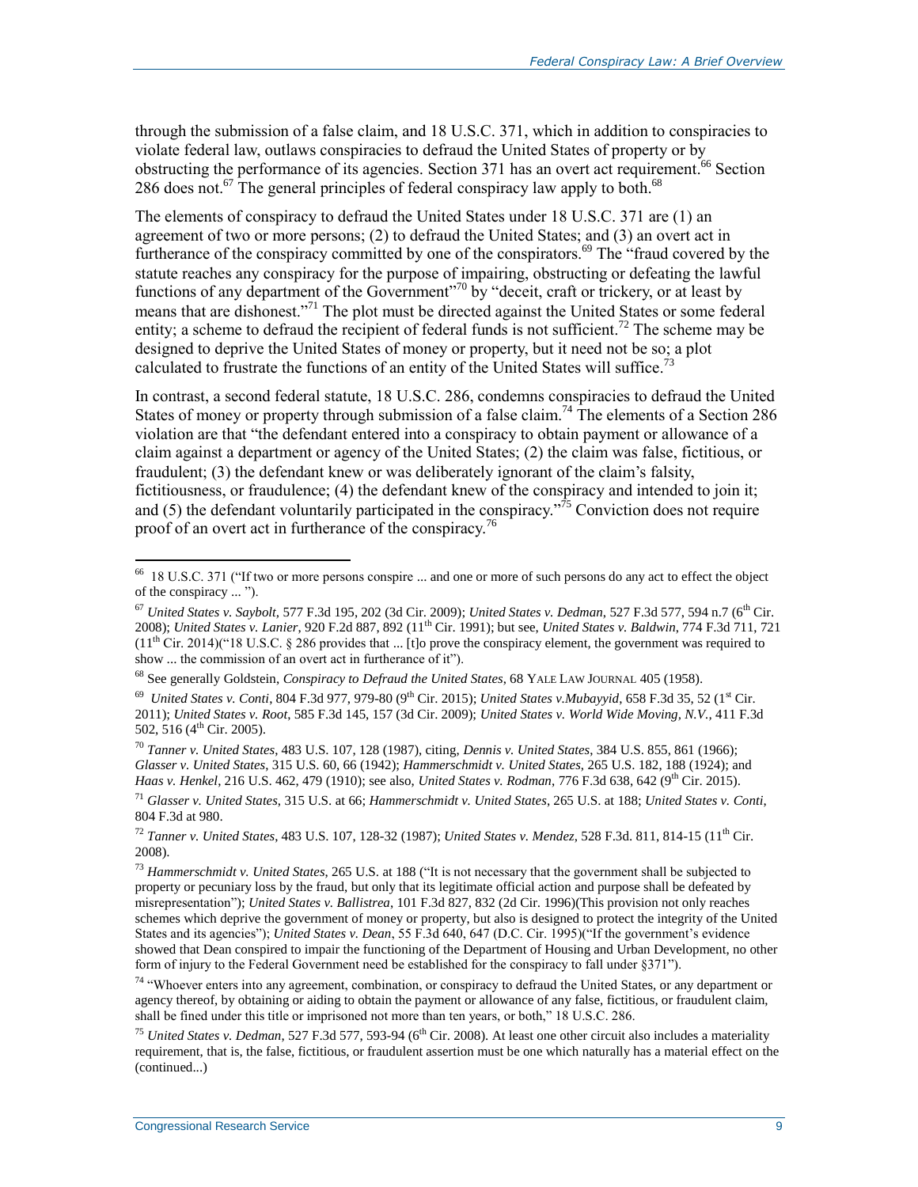through the submission of a false claim, and 18 U.S.C. 371, which in addition to conspiracies to violate federal law, outlaws conspiracies to defraud the United States of property or by obstructing the performance of its agencies. Section 371 has an overt act requirement.[66] Section 286 does not.[67] The general principles of federal conspiracy law apply to both.[68]

The elements of conspiracy to defraud the United States under 18 U.S.C. 371 are (1) an agreement of two or more persons; (2) to defraud the United States; and (3) an overt act in furtherance of the conspiracy committed by one of the conspirators.[69] The "fraud covered by the statute reaches any conspiracy for the purpose of impairing, obstructing or defeating the lawful functions of any department of the Government"[70] by "deceit, craft or trickery, or at least by means that are dishonest."[71] The plot must be directed against the United States or some federal entity; a scheme to defraud the recipient of federal funds is not sufficient.[72] The scheme may be designed to deprive the United States of money or property, but it need not be so; a plot calculated to frustrate the functions of an entity of the United States will suffice.[73]

In contrast, a second federal statute, 18 U.S.C. 286, condemns conspiracies to defraud the United States of money or property through submission of a false claim.[74] The elements of a Section 286 violation are that "the defendant entered into a conspiracy to obtain payment or allowance of a claim against a department or agency of the United States; (2) the claim was false, fictitious, or fraudulent; (3) the defendant knew or was deliberately ignorant of the claim's falsity, fictitiousness, or fraudulence; (4) the defendant knew of the conspiracy and intended to join it; and (5) the defendant voluntarily participated in the conspiracy."[75] Conviction does not require proof of an overt act in furtherance of the conspiracy.[76]

---

[66] 18 U.S.C. 371 ("If two or more persons conspire ... and one or more of such persons do any act to effect the object of the conspiracy ... ").

[67] *United States v. Saybolt*, 577 F.3d 195, 202 (3d Cir. 2009); *United States v. Dedman*, 527 F.3d 577, 594 n.7 (6th Cir. 2008); *United States v. Lanier*, 920 F.2d 887, 892 (11th Cir. 1991); but see, *United States v. Baldwin*, 774 F.3d 711, 721 (11th Cir. 2014)("18 U.S.C. § 286 provides that ... [t]o prove the conspiracy element, the government was required to show ... the commission of an overt act in furtherance of it").

[68] See generally Goldstein, *Conspiracy to Defraud the United States*, 68 YALE LAW JOURNAL 405 (1958).

[69] *United States v. Conti*, 804 F.3d 977, 979-80 (9th Cir. 2015); *United States v.Mubayyid*, 658 F.3d 35, 52 (1st Cir. 2011); *United States v. Root*, 585 F.3d 145, 157 (3d Cir. 2009); *United States v. World Wide Moving, N.V.*, 411 F.3d 502, 516 (4th Cir. 2005).

[70] *Tanner v. United States*, 483 U.S. 107, 128 (1987), citing, *Dennis v. United States*, 384 U.S. 855, 861 (1966); *Glasser v. United States*, 315 U.S. 60, 66 (1942); *Hammerschmidt v. United States*, 265 U.S. 182, 188 (1924); and *Haas v. Henkel*, 216 U.S. 462, 479 (1910); see also, *United States v. Rodman*, 776 F.3d 638, 642 (9th Cir. 2015).

[71] *Glasser v. United States*, 315 U.S. at 66; *Hammerschmidt v. United States*, 265 U.S. at 188; *United States v. Conti*, 804 F.3d at 980.

[72] *Tanner v. United States*, 483 U.S. 107, 128-32 (1987); *United States v. Mendez*, 528 F.3d. 811, 814-15 (11th Cir. 2008).

[73] *Hammerschmidt v. United States*, 265 U.S. at 188 ("It is not necessary that the government shall be subjected to property or pecuniary loss by the fraud, but only that its legitimate official action and purpose shall be defeated by misrepresentation"); *United States v. Ballistrea*, 101 F.3d 827, 832 (2d Cir. 1996)(This provision not only reaches schemes which deprive the government of money or property, but also is designed to protect the integrity of the United States and its agencies"); *United States v. Dean*, 55 F.3d 640, 647 (D.C. Cir. 1995)("If the government's evidence showed that Dean conspired to impair the functioning of the Department of Housing and Urban Development, no other form of injury to the Federal Government need be established for the conspiracy to fall under §371").

[74] "Whoever enters into any agreement, combination, or conspiracy to defraud the United States, or any department or agency thereof, by obtaining or aiding to obtain the payment or allowance of any false, fictitious, or fraudulent claim, shall be fined under this title or imprisoned not more than ten years, or both," 18 U.S.C. 286.

[75] *United States v. Dedman*, 527 F.3d 577, 593-94 (6th Cir. 2008). At least one other circuit also includes a materiality requirement, that is, the false, fictitious, or fraudulent assertion must be one which naturally has a material effect on the (continued...)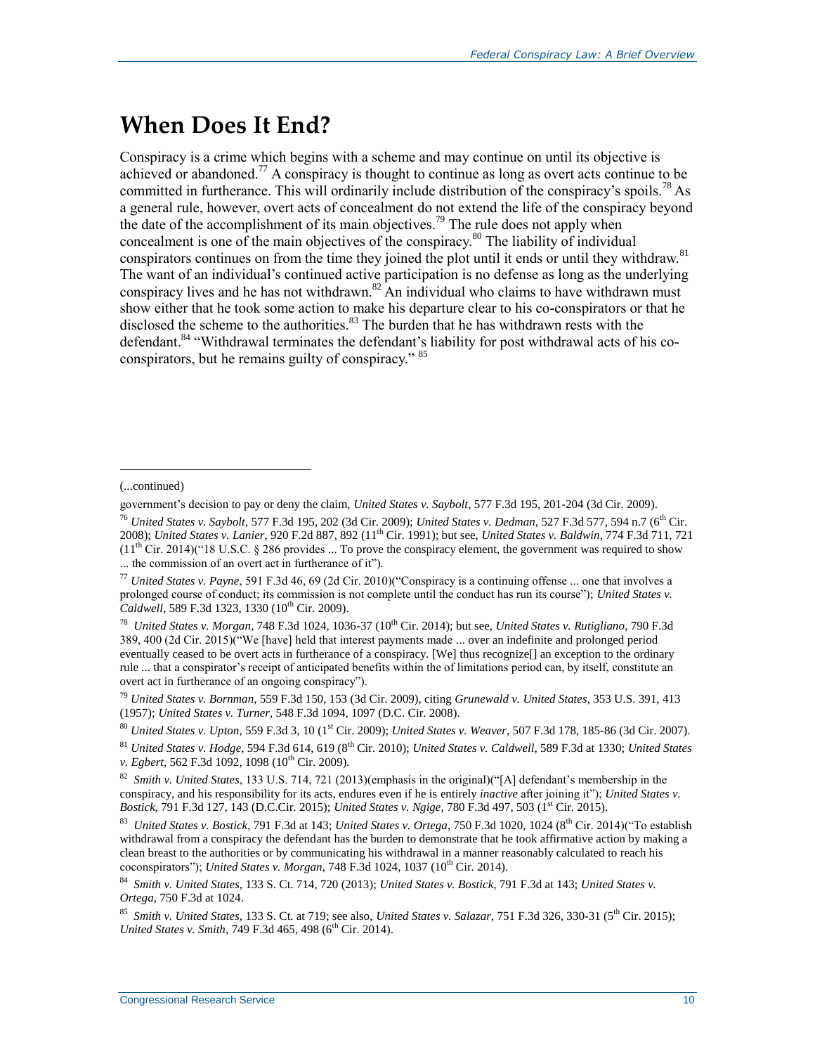## When Does It End?

Conspiracy is a crime which begins with a scheme and may continue on until its objective is achieved or abandoned.[77] A conspiracy is thought to continue as long as overt acts continue to be committed in furtherance. This will ordinarily include distribution of the conspiracy's spoils.[78] As a general rule, however, overt acts of concealment do not extend the life of the conspiracy beyond the date of the accomplishment of its main objectives.[79] The rule does not apply when concealment is one of the main objectives of the conspiracy.[80] The liability of individual conspirators continues on from the time they joined the plot until it ends or until they withdraw.[81] The want of an individual's continued active participation is no defense as long as the underlying conspiracy lives and he has not withdrawn.[82] An individual who claims to have withdrawn must show either that he took some action to make his departure clear to his co-conspirators or that he disclosed the scheme to the authorities.[83] The burden that he has withdrawn rests with the defendant.[84] "Withdrawal terminates the defendant's liability for post withdrawal acts of his co-conspirators, but he remains guilty of conspiracy." [85]

---

(...continued)

government's decision to pay or deny the claim, *United States v. Saybolt*, 577 F.3d 195, 201-204 (3d Cir. 2009).

[76] *United States v. Saybolt*, 577 F.3d 195, 202 (3d Cir. 2009); *United States v. Dedman*, 527 F.3d 577, 594 n.7 (6th Cir. 2008); *United States v. Lanier*, 920 F.2d 887, 892 (11th Cir. 1991); but see, *United States v. Baldwin*, 774 F.3d 711, 721 (11th Cir. 2014)("18 U.S.C. § 286 provides ... To prove the conspiracy element, the government was required to show ... the commission of an overt act in furtherance of it").

[77] *United States v. Payne*, 591 F.3d 46, 69 (2d Cir. 2010)("Conspiracy is a continuing offense ... one that involves a prolonged course of conduct; its commission is not complete until the conduct has run its course"); *United States v. Caldwell*, 589 F.3d 1323, 1330 (10th Cir. 2009).

[78] *United States v. Morgan*, 748 F.3d 1024, 1036-37 (10th Cir. 2014); but see, *United States v. Rutigliano*, 790 F.3d 389, 400 (2d Cir. 2015)("We [have] held that interest payments made ... over an indefinite and prolonged period eventually ceased to be overt acts in furtherance of a conspiracy. [We] thus recognize[] an exception to the ordinary rule ... that a conspirator's receipt of anticipated benefits within the of limitations period can, by itself, constitute an overt act in furtherance of an ongoing conspiracy").

[79] *United States v. Bornman*, 559 F.3d 150, 153 (3d Cir. 2009), citing *Grunewald v. United States*, 353 U.S. 391, 413 (1957); *United States v. Turner*, 548 F.3d 1094, 1097 (D.C. Cir. 2008).

[80] *United States v. Upton*, 559 F.3d 3, 10 (1st Cir. 2009); *United States v. Weaver*, 507 F.3d 178, 185-86 (3d Cir. 2007).

[81] *United States v. Hodge*, 594 F.3d 614, 619 (8th Cir. 2010); *United States v. Caldwell*, 589 F.3d at 1330; *United States v. Egbert*, 562 F.3d 1092, 1098 (10th Cir. 2009).

[82] *Smith v. United States*, 133 U.S. 714, 721 (2013)(emphasis in the original)("[A] defendant's membership in the conspiracy, and his responsibility for its acts, endures even if he is entirely *inactive* after joining it"); *United States v. Bostick*, 791 F.3d 127, 143 (D.C.Cir. 2015); *United States v. Ngige*, 780 F.3d 497, 503 (1st Cir. 2015).

[83] *United States v. Bostick*, 791 F.3d at 143; *United States v. Ortega*, 750 F.3d 1020, 1024 (8th Cir. 2014)("To establish withdrawal from a conspiracy the defendant has the burden to demonstrate that he took affirmative action by making a clean breast to the authorities or by communicating his withdrawal in a manner reasonably calculated to reach his coconspirators"); *United States v. Morgan*, 748 F.3d 1024, 1037 (10th Cir. 2014).

[84] *Smith v. United States*, 133 S. Ct. 714, 720 (2013); *United States v. Bostick*, 791 F.3d at 143; *United States v. Ortega*, 750 F.3d at 1024.

[85] *Smith v. United States*, 133 S. Ct. at 719; see also, *United States v. Salazar*, 751 F.3d 326, 330-31 (5th Cir. 2015); *United States v. Smith*, 749 F.3d 465, 498 (6th Cir. 2014).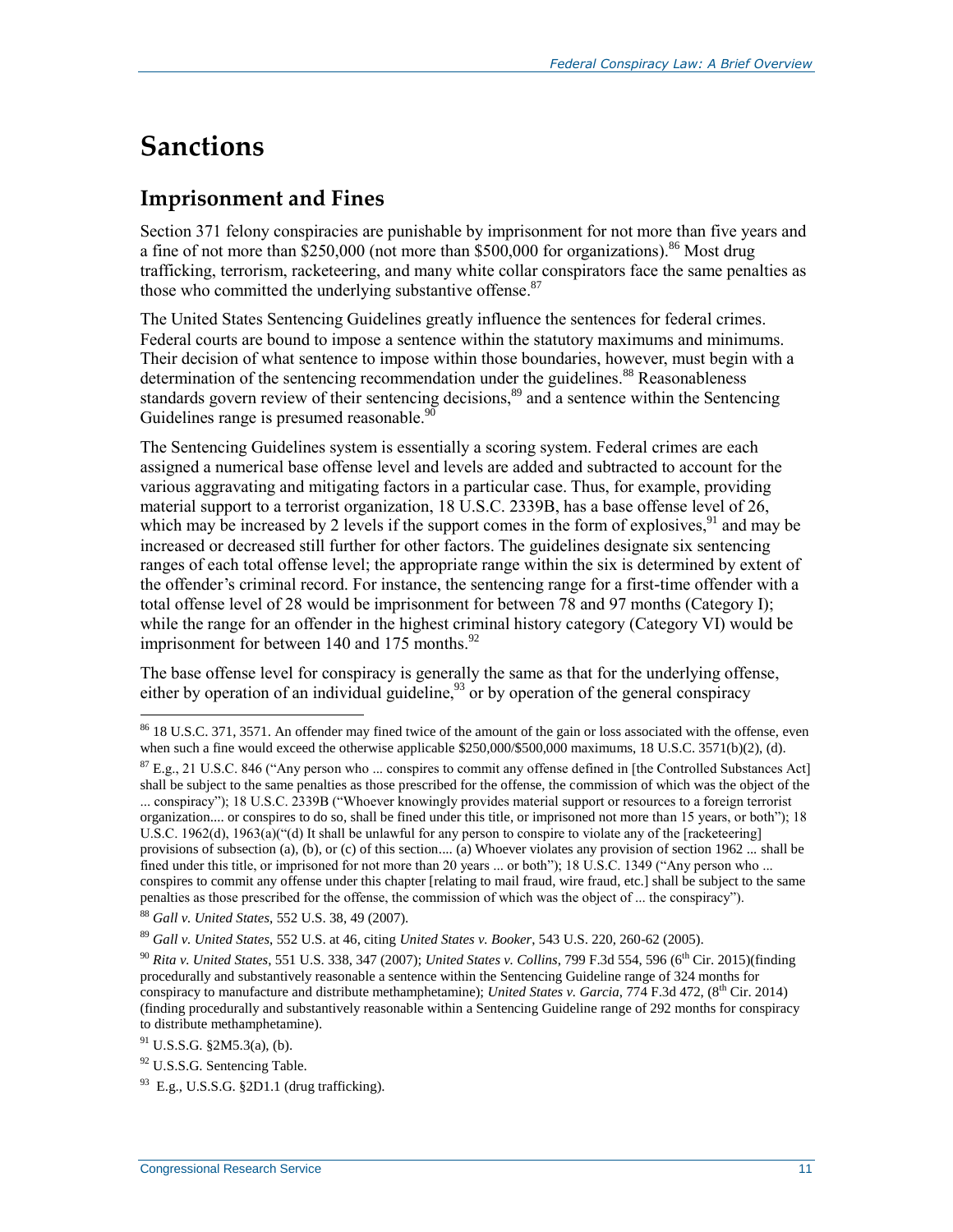# Sanctions

## Imprisonment and Fines

Section 371 felony conspiracies are punishable by imprisonment for not more than five years and a fine of not more than $250,000 (not more than $500,000 for organizations).[86] Most drug trafficking, terrorism, racketeering, and many white collar conspirators face the same penalties as those who committed the underlying substantive offense.[87]

The United States Sentencing Guidelines greatly influence the sentences for federal crimes. Federal courts are bound to impose a sentence within the statutory maximums and minimums. Their decision of what sentence to impose within those boundaries, however, must begin with a determination of the sentencing recommendation under the guidelines.[88] Reasonableness standards govern review of their sentencing decisions,[89] and a sentence within the Sentencing Guidelines range is presumed reasonable.[90]

The Sentencing Guidelines system is essentially a scoring system. Federal crimes are each assigned a numerical base offense level and levels are added and subtracted to account for the various aggravating and mitigating factors in a particular case. Thus, for example, providing material support to a terrorist organization, 18 U.S.C. 2339B, has a base offense level of 26, which may be increased by 2 levels if the support comes in the form of explosives,[91] and may be increased or decreased still further for other factors. The guidelines designate six sentencing ranges of each total offense level; the appropriate range within the six is determined by extent of the offender's criminal record. For instance, the sentencing range for a first-time offender with a total offense level of 28 would be imprisonment for between 78 and 97 months (Category I); while the range for an offender in the highest criminal history category (Category VI) would be imprisonment for between 140 and 175 months.[92]

The base offense level for conspiracy is generally the same as that for the underlying offense, either by operation of an individual guideline,[93] or by operation of the general conspiracy

---

[86] 18 U.S.C. 371, 3571. An offender may fined twice of the amount of the gain or loss associated with the offense, even when such a fine would exceed the otherwise applicable $250,000/$500,000 maximums, 18 U.S.C. 3571(b)(2), (d).

[87] E.g., 21 U.S.C. 846 ("Any person who ... conspires to commit any offense defined in [the Controlled Substances Act] shall be subject to the same penalties as those prescribed for the offense, the commission of which was the object of the ... conspiracy"); 18 U.S.C. 2339B ("Whoever knowingly provides material support or resources to a foreign terrorist organization.... or conspires to do so, shall be fined under this title, or imprisoned not more than 15 years, or both"); 18 U.S.C. 1962(d), 1963(a)("(d) It shall be unlawful for any person to conspire to violate any of the [racketeering] provisions of subsection (a), (b), or (c) of this section.... (a) Whoever violates any provision of section 1962 ... shall be fined under this title, or imprisoned for not more than 20 years ... or both"); 18 U.S.C. 1349 ("Any person who ... conspires to commit any offense under this chapter [relating to mail fraud, wire fraud, etc.] shall be subject to the same penalties as those prescribed for the offense, the commission of which was the object of ... the conspiracy").

[88] *Gall v. United States*, 552 U.S. 38, 49 (2007).

[89] *Gall v. United States*, 552 U.S. at 46, citing *United States v. Booker*, 543 U.S. 220, 260-62 (2005).

[90] *Rita v. United States*, 551 U.S. 338, 347 (2007); *United States v. Collins*, 799 F.3d 554, 596 (6th Cir. 2015)(finding procedurally and substantively reasonable a sentence within the Sentencing Guideline range of 324 months for conspiracy to manufacture and distribute methamphetamine); *United States v. Garcia*, 774 F.3d 472, (8th Cir. 2014) (finding procedurally and substantively reasonable within a Sentencing Guideline range of 292 months for conspiracy to distribute methamphetamine).

[91] U.S.S.G. §2M5.3(a), (b).

[92] U.S.S.G. Sentencing Table.

[93] E.g., U.S.S.G. §2D1.1 (drug trafficking).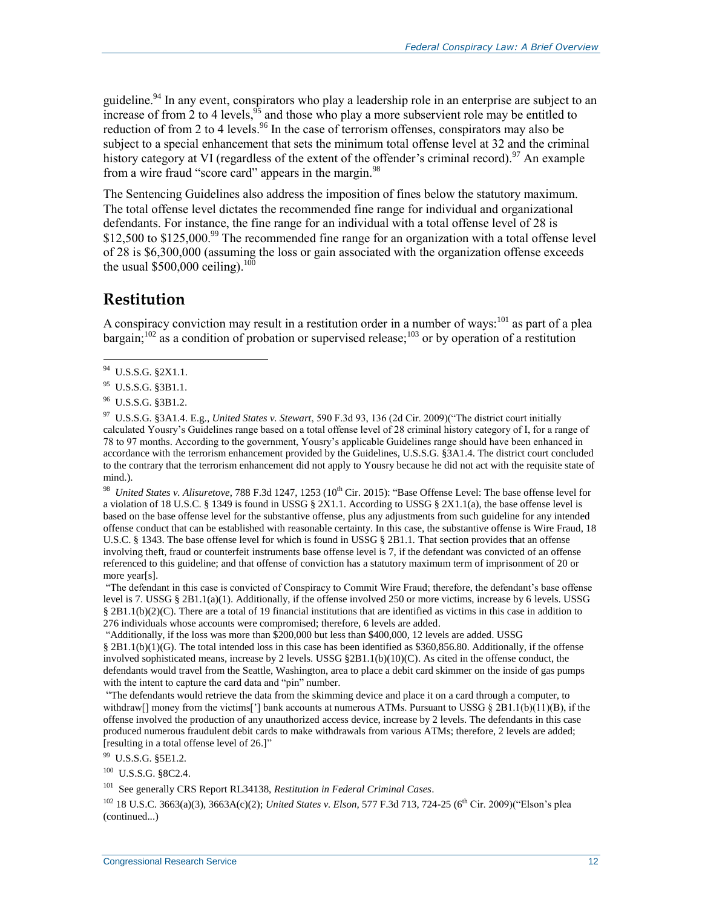guideline.[94] In any event, conspirators who play a leadership role in an enterprise are subject to an increase of from 2 to 4 levels,[95] and those who play a more subservient role may be entitled to reduction of from 2 to 4 levels.[96] In the case of terrorism offenses, conspirators may also be subject to a special enhancement that sets the minimum total offense level at 32 and the criminal history category at VI (regardless of the extent of the offender's criminal record).[97] An example from a wire fraud "score card" appears in the margin.[98]

The Sentencing Guidelines also address the imposition of fines below the statutory maximum. The total offense level dictates the recommended fine range for individual and organizational defendants. For instance, the fine range for an individual with a total offense level of 28 is $12,500 to $125,000.[99] The recommended fine range for an organization with a total offense level of 28 is $6,300,000 (assuming the loss or gain associated with the organization offense exceeds the usual $500,000 ceiling).[100]

## Restitution

A conspiracy conviction may result in a restitution order in a number of ways:[101] as part of a plea bargain;[102] as a condition of probation or supervised release;[103] or by operation of a restitution

---

[94] U.S.S.G. §2X1.1.

[95] U.S.S.G. §3B1.1.

[96] U.S.S.G. §3B1.2.

[97] U.S.S.G. §3A1.4. E.g., *United States v. Stewart*, 590 F.3d 93, 136 (2d Cir. 2009)("The district court initially calculated Yousry's Guidelines range based on a total offense level of 28 criminal history category of I, for a range of 78 to 97 months. According to the government, Yousry's applicable Guidelines range should have been enhanced in accordance with the terrorism enhancement provided by the Guidelines, U.S.S.G. §3A1.4. The district court concluded to the contrary that the terrorism enhancement did not apply to Yousry because he did not act with the requisite state of mind.).

[98] *United States v. Alisuretove*, 788 F.3d 1247, 1253 (10th Cir. 2015): "Base Offense Level: The base offense level for a violation of 18 U.S.C. § 1349 is found in USSG § 2X1.1. According to USSG § 2X1.1(a), the base offense level is based on the base offense level for the substantive offense, plus any adjustments from such guideline for any intended offense conduct that can be established with reasonable certainty. In this case, the substantive offense is Wire Fraud, 18 U.S.C. § 1343. The base offense level for which is found in USSG § 2B1.1. That section provides that an offense involving theft, fraud or counterfeit instruments base offense level is 7, if the defendant was convicted of an offense referenced to this guideline; and that offense of conviction has a statutory maximum term of imprisonment of 20 or more year[s].

"The defendant in this case is convicted of Conspiracy to Commit Wire Fraud; therefore, the defendant's base offense level is 7. USSG § 2B1.1(a)(1). Additionally, if the offense involved 250 or more victims, increase by 6 levels. USSG § 2B1.1(b)(2)(C). There are a total of 19 financial institutions that are identified as victims in this case in addition to 276 individuals whose accounts were compromised; therefore, 6 levels are added.

"Additionally, if the loss was more than $200,000 but less than $400,000, 12 levels are added. USSG § 2B1.1(b)(1)(G). The total intended loss in this case has been identified as $360,856.80. Additionally, if the offense involved sophisticated means, increase by 2 levels. USSG §2B1.1(b)(10)(C). As cited in the offense conduct, the defendants would travel from the Seattle, Washington, area to place a debit card skimmer on the inside of gas pumps with the intent to capture the card data and "pin" number.

"The defendants would retrieve the data from the skimming device and place it on a card through a computer, to withdraw[] money from the victims['] bank accounts at numerous ATMs. Pursuant to USSG § 2B1.1(b)(11)(B), if the offense involved the production of any unauthorized access device, increase by 2 levels. The defendants in this case produced numerous fraudulent debit cards to make withdrawals from various ATMs; therefore, 2 levels are added; [resulting in a total offense level of 26.]"

[99] U.S.S.G. §5E1.2.

[100] U.S.S.G. §8C2.4.

[101] See generally CRS Report RL34138, *Restitution in Federal Criminal Cases*.

[102] 18 U.S.C. 3663(a)(3), 3663A(c)(2); *United States v. Elson*, 577 F.3d 713, 724-25 (6th Cir. 2009)("Elson's plea (continued...)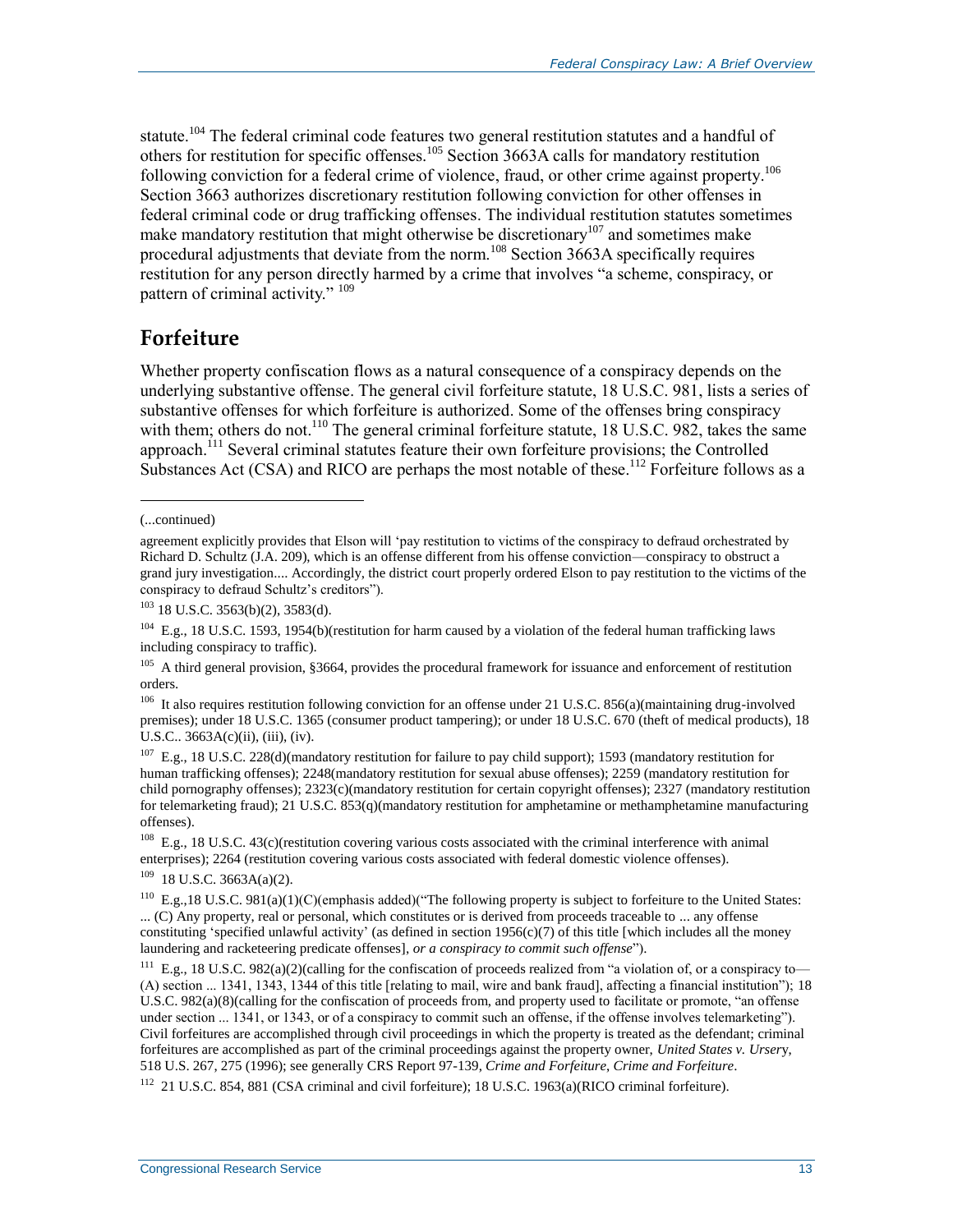statute.[104] The federal criminal code features two general restitution statutes and a handful of others for restitution for specific offenses.[105] Section 3663A calls for mandatory restitution following conviction for a federal crime of violence, fraud, or other crime against property.[106] Section 3663 authorizes discretionary restitution following conviction for other offenses in federal criminal code or drug trafficking offenses. The individual restitution statutes sometimes make mandatory restitution that might otherwise be discretionary[107] and sometimes make procedural adjustments that deviate from the norm.[108] Section 3663A specifically requires restitution for any person directly harmed by a crime that involves "a scheme, conspiracy, or pattern of criminal activity." [109]

## Forfeiture

Whether property confiscation flows as a natural consequence of a conspiracy depends on the underlying substantive offense. The general civil forfeiture statute, 18 U.S.C. 981, lists a series of substantive offenses for which forfeiture is authorized. Some of the offenses bring conspiracy with them; others do not.[110] The general criminal forfeiture statute, 18 U.S.C. 982, takes the same approach.[111] Several criminal statutes feature their own forfeiture provisions; the Controlled Substances Act (CSA) and RICO are perhaps the most notable of these.[112] Forfeiture follows as a

---

(...continued)

agreement explicitly provides that Elson will 'pay restitution to victims of the conspiracy to defraud orchestrated by Richard D. Schultz (J.A. 209), which is an offense different from his offense conviction—conspiracy to obstruct a grand jury investigation.... Accordingly, the district court properly ordered Elson to pay restitution to the victims of the conspiracy to defraud Schultz's creditors").

[103] 18 U.S.C. 3563(b)(2), 3583(d).

[104] E.g., 18 U.S.C. 1593, 1954(b)(restitution for harm caused by a violation of the federal human trafficking laws including conspiracy to traffic).

[105] A third general provision, §3664, provides the procedural framework for issuance and enforcement of restitution orders.

[106] It also requires restitution following conviction for an offense under 21 U.S.C. 856(a)(maintaining drug-involved premises); under 18 U.S.C. 1365 (consumer product tampering); or under 18 U.S.C. 670 (theft of medical products), 18 U.S.C.. 3663A(c)(ii), (iii), (iv).

[107] E.g., 18 U.S.C. 228(d)(mandatory restitution for failure to pay child support); 1593 (mandatory restitution for human trafficking offenses); 2248(mandatory restitution for sexual abuse offenses); 2259 (mandatory restitution for child pornography offenses); 2323(c)(mandatory restitution for certain copyright offenses); 2327 (mandatory restitution for telemarketing fraud); 21 U.S.C. 853(q)(mandatory restitution for amphetamine or methamphetamine manufacturing offenses).

[108] E.g., 18 U.S.C. 43(c)(restitution covering various costs associated with the criminal interference with animal enterprises); 2264 (restitution covering various costs associated with federal domestic violence offenses).

[109] 18 U.S.C. 3663A(a)(2).

[110] E.g.,18 U.S.C. 981(a)(1)(C)(emphasis added)("The following property is subject to forfeiture to the United States: ... (C) Any property, real or personal, which constitutes or is derived from proceeds traceable to ... any offense constituting 'specified unlawful activity' (as defined in section 1956(c)(7) of this title [which includes all the money laundering and racketeering predicate offenses], *or a conspiracy to commit such offense*").

[111] E.g., 18 U.S.C. 982(a)(2)(calling for the confiscation of proceeds realized from "a violation of, or a conspiracy to— (A) section ... 1341, 1343, 1344 of this title [relating to mail, wire and bank fraud], affecting a financial institution"); 18 U.S.C. 982(a)(8)(calling for the confiscation of proceeds from, and property used to facilitate or promote, "an offense under section ... 1341, or 1343, or of a conspiracy to commit such an offense, if the offense involves telemarketing"). Civil forfeitures are accomplished through civil proceedings in which the property is treated as the defendant; criminal forfeitures are accomplished as part of the criminal proceedings against the property owner, *United States v. Ursery*, 518 U.S. 267, 275 (1996); see generally CRS Report 97-139, *Crime and Forfeiture*, *Crime and Forfeiture*.

[112] 21 U.S.C. 854, 881 (CSA criminal and civil forfeiture); 18 U.S.C. 1963(a)(RICO criminal forfeiture).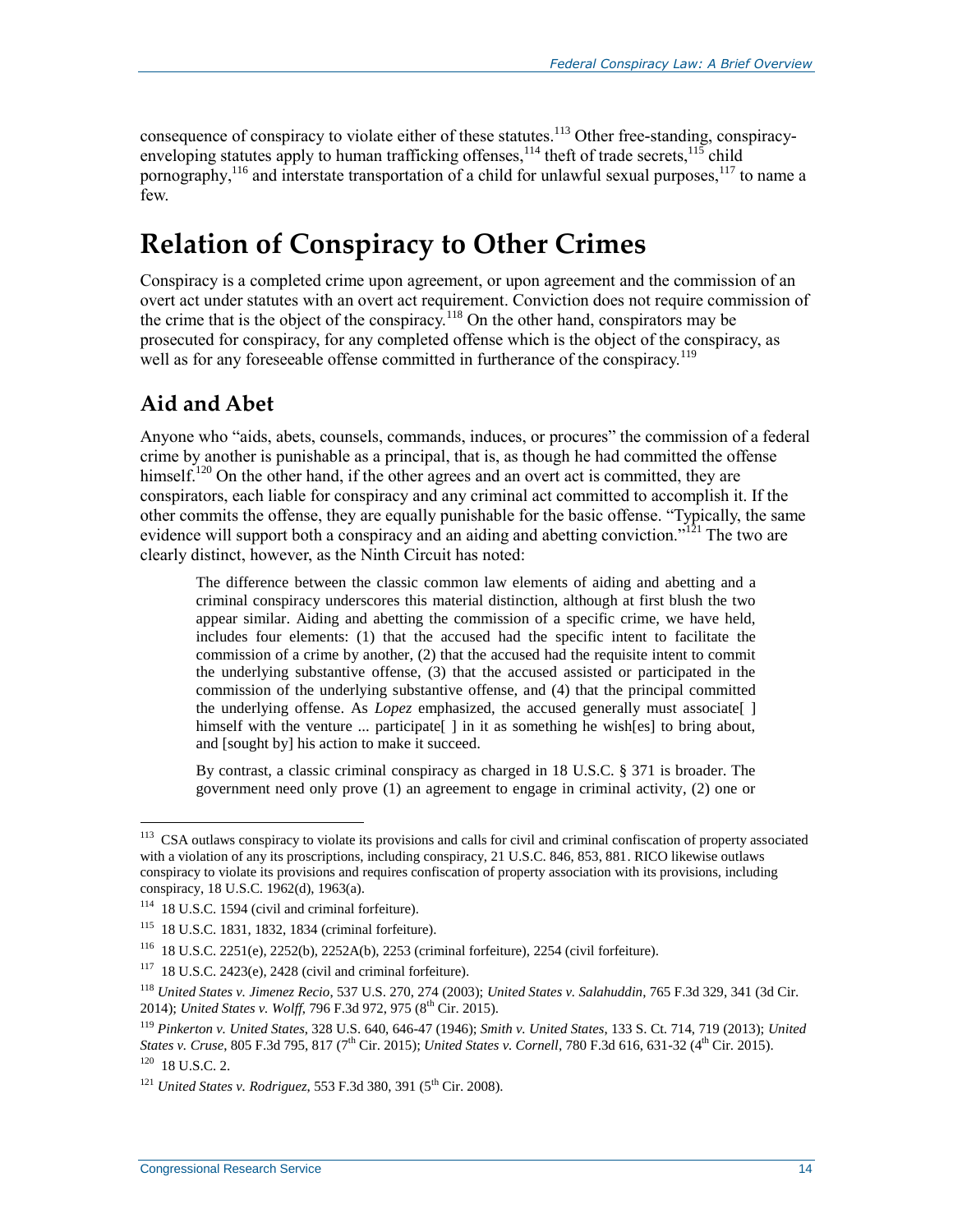consequence of conspiracy to violate either of these statutes.[113] Other free-standing, conspiracy-enveloping statutes apply to human trafficking offenses,[114] theft of trade secrets,[115] child pornography,[116] and interstate transportation of a child for unlawful sexual purposes,[117] to name a few.

# Relation of Conspiracy to Other Crimes

Conspiracy is a completed crime upon agreement, or upon agreement and the commission of an overt act under statutes with an overt act requirement. Conviction does not require commission of the crime that is the object of the conspiracy.[118] On the other hand, conspirators may be prosecuted for conspiracy, for any completed offense which is the object of the conspiracy, as well as for any foreseeable offense committed in furtherance of the conspiracy.[119]

## Aid and Abet

Anyone who "aids, abets, counsels, commands, induces, or procures" the commission of a federal crime by another is punishable as a principal, that is, as though he had committed the offense himself.[120] On the other hand, if the other agrees and an overt act is committed, they are conspirators, each liable for conspiracy and any criminal act committed to accomplish it. If the other commits the offense, they are equally punishable for the basic offense. "Typically, the same evidence will support both a conspiracy and an aiding and abetting conviction."[121] The two are clearly distinct, however, as the Ninth Circuit has noted:

> The difference between the classic common law elements of aiding and abetting and a criminal conspiracy underscores this material distinction, although at first blush the two appear similar. Aiding and abetting the commission of a specific crime, we have held, includes four elements: (1) that the accused had the specific intent to facilitate the commission of a crime by another, (2) that the accused had the requisite intent to commit the underlying substantive offense, (3) that the accused assisted or participated in the commission of the underlying substantive offense, and (4) that the principal committed the underlying offense. As *Lopez* emphasized, the accused generally must associate[ ] himself with the venture ... participate[ ] in it as something he wish[es] to bring about, and [sought by] his action to make it succeed.
>
> By contrast, a classic criminal conspiracy as charged in 18 U.S.C. § 371 is broader. The government need only prove (1) an agreement to engage in criminal activity, (2) one or

---

[113] CSA outlaws conspiracy to violate its provisions and calls for civil and criminal confiscation of property associated with a violation of any its proscriptions, including conspiracy, 21 U.S.C. 846, 853, 881. RICO likewise outlaws conspiracy to violate its provisions and requires confiscation of property association with its provisions, including conspiracy, 18 U.S.C. 1962(d), 1963(a).

[114] 18 U.S.C. 1594 (civil and criminal forfeiture).

[115] 18 U.S.C. 1831, 1832, 1834 (criminal forfeiture).

[116] 18 U.S.C. 2251(e), 2252(b), 2252A(b), 2253 (criminal forfeiture), 2254 (civil forfeiture).

[117] 18 U.S.C. 2423(e), 2428 (civil and criminal forfeiture).

[118] *United States v. Jimenez Recio*, 537 U.S. 270, 274 (2003); *United States v. Salahuddin*, 765 F.3d 329, 341 (3d Cir. 2014); *United States v. Wolff*, 796 F.3d 972, 975 (8th Cir. 2015).

[119] *Pinkerton v. United States*, 328 U.S. 640, 646-47 (1946); *Smith v. United States*, 133 S. Ct. 714, 719 (2013); *United States v. Cruse*, 805 F.3d 795, 817 (7th Cir. 2015); *United States v. Cornell*, 780 F.3d 616, 631-32 (4th Cir. 2015).

[120] 18 U.S.C. 2.

[121] *United States v. Rodriguez*, 553 F.3d 380, 391 (5th Cir. 2008).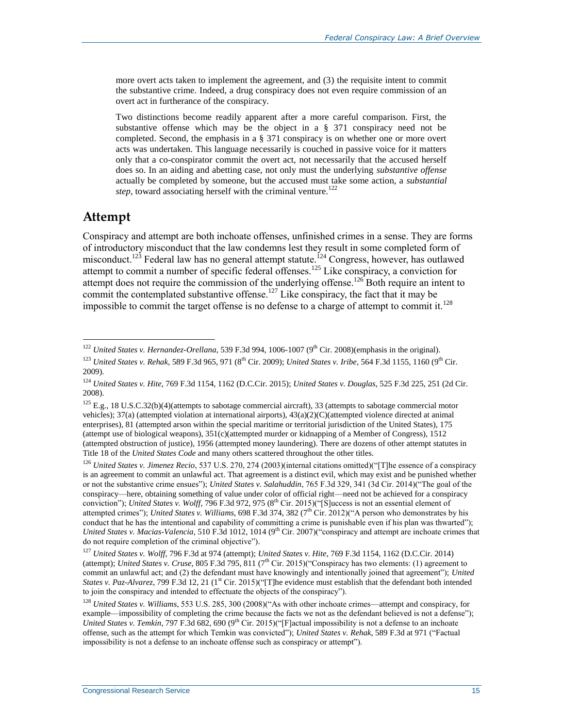more overt acts taken to implement the agreement, and (3) the requisite intent to commit the substantive crime. Indeed, a drug conspiracy does not even require commission of an overt act in furtherance of the conspiracy.

Two distinctions become readily apparent after a more careful comparison. First, the substantive offense which may be the object in a § 371 conspiracy need not be completed. Second, the emphasis in a § 371 conspiracy is on whether one or more overt acts was undertaken. This language necessarily is couched in passive voice for it matters only that a co-conspirator commit the overt act, not necessarily that the accused herself does so. In an aiding and abetting case, not only must the underlying *substantive offense* actually be completed by someone, but the accused must take some action, a *substantial step*, toward associating herself with the criminal venture.[122]

## Attempt

Conspiracy and attempt are both inchoate offenses, unfinished crimes in a sense. They are forms of introductory misconduct that the law condemns lest they result in some completed form of misconduct.[123] Federal law has no general attempt statute.[124] Congress, however, has outlawed attempt to commit a number of specific federal offenses.[125] Like conspiracy, a conviction for attempt does not require the commission of the underlying offense.[126] Both require an intent to commit the contemplated substantive offense.[127] Like conspiracy, the fact that it may be impossible to commit the target offense is no defense to a charge of attempt to commit it.[128]

---

[122] *United States v. Hernandez-Orellana*, 539 F.3d 994, 1006-1007 (9th Cir. 2008)(emphasis in the original).

[123] *United States v. Rehak*, 589 F.3d 965, 971 (8th Cir. 2009); *United States v. Iribe*, 564 F.3d 1155, 1160 (9th Cir. 2009).

[124] *United States v. Hite*, 769 F.3d 1154, 1162 (D.C.Cir. 2015); *United States v. Douglas*, 525 F.3d 225, 251 (2d Cir. 2008).

[125] E.g., 18 U.S.C.32(b)(4)(attempts to sabotage commercial aircraft), 33 (attempts to sabotage commercial motor vehicles); 37(a) (attempted violation at international airports), 43(a)(2)(C)(attempted violence directed at animal enterprises), 81 (attempted arson within the special maritime or territorial jurisdiction of the United States), 175 (attempt use of biological weapons), 351(c)(attempted murder or kidnapping of a Member of Congress), 1512 (attempted obstruction of justice), 1956 (attempted money laundering). There are dozens of other attempt statutes in Title 18 of the *United States Code* and many others scattered throughout the other titles.

[126] *United States v. Jimenez Recio*, 537 U.S. 270, 274 (2003)(internal citations omitted)("[T]he essence of a conspiracy is an agreement to commit an unlawful act. That agreement is a distinct evil, which may exist and be punished whether or not the substantive crime ensues"); *United States v. Salahuddin*, 765 F.3d 329, 341 (3d Cir. 2014)("The goal of the conspiracy—here, obtaining something of value under color of official right—need not be achieved for a conspiracy conviction"); *United States v. Wolff*, 796 F.3d 972, 975 (8th Cir. 2015)("[S]uccess is not an essential element of attempted crimes"); *United States v. Williams*, 698 F.3d 374, 382 (7th Cir. 2012)("A person who demonstrates by his conduct that he has the intentional and capability of committing a crime is punishable even if his plan was thwarted"); *United States v. Macias-Valencia*, 510 F.3d 1012, 1014 (9th Cir. 2007)("conspiracy and attempt are inchoate crimes that do not require completion of the criminal objective").

[127] *United States v. Wolff*, 796 F.3d at 974 (attempt); *United States v. Hite*, 769 F.3d 1154, 1162 (D.C.Cir. 2014) (attempt); *United States v. Cruse*, 805 F.3d 795, 811 (7th Cir. 2015)("Conspiracy has two elements: (1) agreement to commit an unlawful act; and (2) the defendant must have knowingly and intentionally joined that agreement"); *United States v. Paz-Alvarez*, 799 F.3d 12, 21 (1st Cir. 2015)("[T]he evidence must establish that the defendant both intended to join the conspiracy and intended to effectuate the objects of the conspiracy").

[128] *United States v. Williams*, 553 U.S. 285, 300 (2008)("As with other inchoate crimes—attempt and conspiracy, for example—impossibility of completing the crime because the facts we not as the defendant believed is not a defense"); *United States v. Temkin*, 797 F.3d 682, 690 (9th Cir. 2015)("[F]actual impossibility is not a defense to an inchoate offense, such as the attempt for which Temkin was convicted"); *United States v. Rehak*, 589 F.3d at 971 ("Factual impossibility is not a defense to an inchoate offense such as conspiracy or attempt").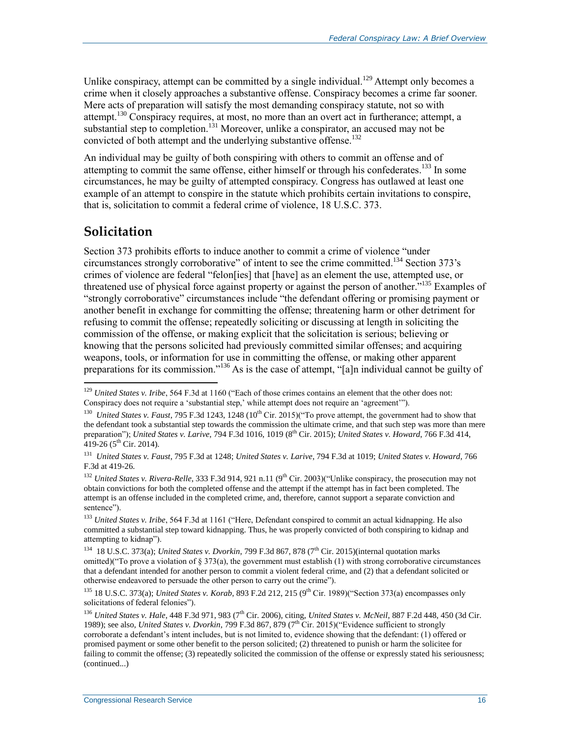Unlike conspiracy, attempt can be committed by a single individual.[129] Attempt only becomes a crime when it closely approaches a substantive offense. Conspiracy becomes a crime far sooner. Mere acts of preparation will satisfy the most demanding conspiracy statute, not so with attempt.[130] Conspiracy requires, at most, no more than an overt act in furtherance; attempt, a substantial step to completion.[131] Moreover, unlike a conspirator, an accused may not be convicted of both attempt and the underlying substantive offense.[132]

An individual may be guilty of both conspiring with others to commit an offense and of attempting to commit the same offense, either himself or through his confederates.[133] In some circumstances, he may be guilty of attempted conspiracy. Congress has outlawed at least one example of an attempt to conspire in the statute which prohibits certain invitations to conspire, that is, solicitation to commit a federal crime of violence, 18 U.S.C. 373.

## Solicitation

Section 373 prohibits efforts to induce another to commit a crime of violence "under circumstances strongly corroborative" of intent to see the crime committed.[134] Section 373's crimes of violence are federal "felon[ies] that [have] as an element the use, attempted use, or threatened use of physical force against property or against the person of another."[135] Examples of "strongly corroborative" circumstances include "the defendant offering or promising payment or another benefit in exchange for committing the offense; threatening harm or other detriment for refusing to commit the offense; repeatedly soliciting or discussing at length in soliciting the commission of the offense, or making explicit that the solicitation is serious; believing or knowing that the persons solicited had previously committed similar offenses; and acquiring weapons, tools, or information for use in committing the offense, or making other apparent preparations for its commission."[136] As is the case of attempt, "[a]n individual cannot be guilty of

---

[129] *United States v. Iribe*, 564 F.3d at 1160 ("Each of those crimes contains an element that the other does not: Conspiracy does not require a 'substantial step,' while attempt does not require an 'agreement'").

[130] *United States v. Faust*, 795 F.3d 1243, 1248 (10th Cir. 2015)("To prove attempt, the government had to show that the defendant took a substantial step towards the commission the ultimate crime, and that such step was more than mere preparation"); *United States v. Larive*, 794 F.3d 1016, 1019 (8th Cir. 2015); *United States v. Howard*, 766 F.3d 414, 419-26 (5th Cir. 2014).

[131] *United States v. Faust*, 795 F.3d at 1248; *United States v. Larive*, 794 F.3d at 1019; *United States v. Howard*, 766 F.3d at 419-26.

[132] *United States v. Rivera-Relle*, 333 F.3d 914, 921 n.11 (9th Cir. 2003)("Unlike conspiracy, the prosecution may not obtain convictions for both the completed offense and the attempt if the attempt has in fact been completed. The attempt is an offense included in the completed crime, and, therefore, cannot support a separate conviction and sentence").

[133] *United States v. Iribe*, 564 F.3d at 1161 ("Here, Defendant conspired to commit an actual kidnapping. He also committed a substantial step toward kidnapping. Thus, he was properly convicted of both conspiring to kidnap and attempting to kidnap").

[134] 18 U.S.C. 373(a); *United States v. Dvorkin*, 799 F.3d 867, 878 (7th Cir. 2015)(internal quotation marks omitted)("To prove a violation of § 373(a), the government must establish (1) with strong corroborative circumstances that a defendant intended for another person to commit a violent federal crime, and (2) that a defendant solicited or otherwise endeavored to persuade the other person to carry out the crime").

[135] 18 U.S.C. 373(a); *United States v. Korab*, 893 F.2d 212, 215 (9th Cir. 1989)("Section 373(a) encompasses only solicitations of federal felonies").

[136] *United States v. Hale*, 448 F.3d 971, 983 (7th Cir. 2006), citing, *United States v. McNeil*, 887 F.2d 448, 450 (3d Cir. 1989); see also, *United States v. Dvorkin*, 799 F.3d 867, 879 (7th Cir. 2015)("Evidence sufficient to strongly corroborate a defendant's intent includes, but is not limited to, evidence showing that the defendant: (1) offered or promised payment or some other benefit to the person solicited; (2) threatened to punish or harm the solicitee for failing to commit the offense; (3) repeatedly solicited the commission of the offense or expressly stated his seriousness; (continued...)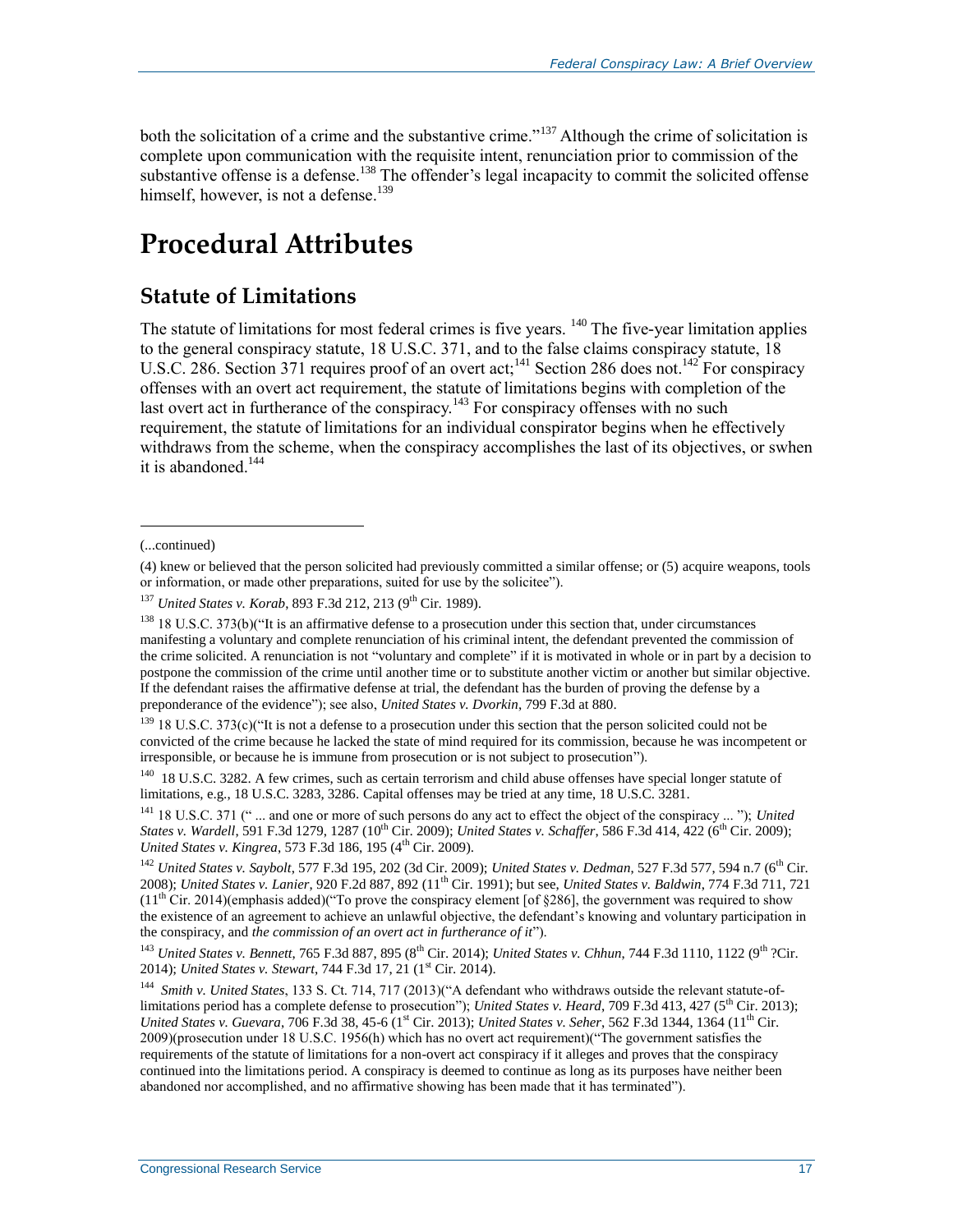both the solicitation of a crime and the substantive crime."[137] Although the crime of solicitation is complete upon communication with the requisite intent, renunciation prior to commission of the substantive offense is a defense.[138] The offender's legal incapacity to commit the solicited offense himself, however, is not a defense.[139]

# Procedural Attributes

## Statute of Limitations

The statute of limitations for most federal crimes is five years. [140] The five-year limitation applies to the general conspiracy statute, 18 U.S.C. 371, and to the false claims conspiracy statute, 18 U.S.C. 286. Section 371 requires proof of an overt act;[141] Section 286 does not.[142] For conspiracy offenses with an overt act requirement, the statute of limitations begins with completion of the last overt act in furtherance of the conspiracy.[143] For conspiracy offenses with no such requirement, the statute of limitations for an individual conspirator begins when he effectively withdraws from the scheme, when the conspiracy accomplishes the last of its objectives, or swhen it is abandoned.[144]

---

(...continued)

(4) knew or believed that the person solicited had previously committed a similar offense; or (5) acquire weapons, tools or information, or made other preparations, suited for use by the solicitee").

[137] *United States v. Korab*, 893 F.3d 212, 213 (9th Cir. 1989).

[138] 18 U.S.C. 373(b)("It is an affirmative defense to a prosecution under this section that, under circumstances manifesting a voluntary and complete renunciation of his criminal intent, the defendant prevented the commission of the crime solicited. A renunciation is not "voluntary and complete" if it is motivated in whole or in part by a decision to postpone the commission of the crime until another time or to substitute another victim or another but similar objective. If the defendant raises the affirmative defense at trial, the defendant has the burden of proving the defense by a preponderance of the evidence"); see also, *United States v. Dvorkin*, 799 F.3d at 880.

[139] 18 U.S.C. 373(c)("It is not a defense to a prosecution under this section that the person solicited could not be convicted of the crime because he lacked the state of mind required for its commission, because he was incompetent or irresponsible, or because he is immune from prosecution or is not subject to prosecution").

[140] 18 U.S.C. 3282. A few crimes, such as certain terrorism and child abuse offenses have special longer statute of limitations, e.g., 18 U.S.C. 3283, 3286. Capital offenses may be tried at any time, 18 U.S.C. 3281.

[141] 18 U.S.C. 371 (" ... and one or more of such persons do any act to effect the object of the conspiracy ... "); *United States v. Wardell*, 591 F.3d 1279, 1287 (10th Cir. 2009); *United States v. Schaffer*, 586 F.3d 414, 422 (6th Cir. 2009); *United States v. Kingrea*, 573 F.3d 186, 195 (4th Cir. 2009).

[142] *United States v. Saybolt*, 577 F.3d 195, 202 (3d Cir. 2009); *United States v. Dedman*, 527 F.3d 577, 594 n.7 (6th Cir. 2008); *United States v. Lanier*, 920 F.2d 887, 892 (11th Cir. 1991); but see, *United States v. Baldwin*, 774 F.3d 711, 721 (11th Cir. 2014)(emphasis added)("To prove the conspiracy element [of §286], the government was required to show the existence of an agreement to achieve an unlawful objective, the defendant's knowing and voluntary participation in the conspiracy, and *the commission of an overt act in furtherance of it*").

[143] *United States v. Bennett*, 765 F.3d 887, 895 (8th Cir. 2014); *United States v. Chhun*, 744 F.3d 1110, 1122 (9th ?Cir. 2014); *United States v. Stewart*, 744 F.3d 17, 21 (1st Cir. 2014).

[144] *Smith v. United States*, 133 S. Ct. 714, 717 (2013)("A defendant who withdraws outside the relevant statute-of-limitations period has a complete defense to prosecution"); *United States v. Heard*, 709 F.3d 413, 427 (5th Cir. 2013); *United States v. Guevara*, 706 F.3d 38, 45-6 (1st Cir. 2013); *United States v. Seher*, 562 F.3d 1344, 1364 (11th Cir. 2009)(prosecution under 18 U.S.C. 1956(h) which has no overt act requirement)("The government satisfies the requirements of the statute of limitations for a non-overt act conspiracy if it alleges and proves that the conspiracy continued into the limitations period. A conspiracy is deemed to continue as long as its purposes have neither been abandoned nor accomplished, and no affirmative showing has been made that it has terminated").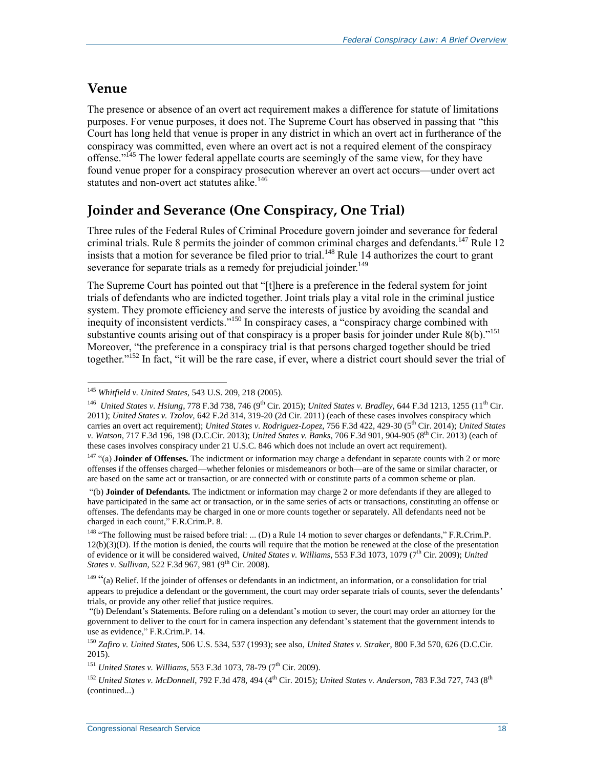## Venue

The presence or absence of an overt act requirement makes a difference for statute of limitations purposes. For venue purposes, it does not. The Supreme Court has observed in passing that "this Court has long held that venue is proper in any district in which an overt act in furtherance of the conspiracy was committed, even where an overt act is not a required element of the conspiracy offense."[145] The lower federal appellate courts are seemingly of the same view, for they have found venue proper for a conspiracy prosecution wherever an overt act occurs—under overt act statutes and non-overt act statutes alike.[146]

## Joinder and Severance (One Conspiracy, One Trial)

Three rules of the Federal Rules of Criminal Procedure govern joinder and severance for federal criminal trials. Rule 8 permits the joinder of common criminal charges and defendants.[147] Rule 12 insists that a motion for severance be filed prior to trial.[148] Rule 14 authorizes the court to grant severance for separate trials as a remedy for prejudicial joinder.[149]

The Supreme Court has pointed out that "[t]here is a preference in the federal system for joint trials of defendants who are indicted together. Joint trials play a vital role in the criminal justice system. They promote efficiency and serve the interests of justice by avoiding the scandal and inequity of inconsistent verdicts."[150] In conspiracy cases, a "conspiracy charge combined with substantive counts arising out of that conspiracy is a proper basis for joinder under Rule 8(b)."[151] Moreover, "the preference in a conspiracy trial is that persons charged together should be tried together."[152] In fact, "it will be the rare case, if ever, where a district court should sever the trial of

---

[145] *Whitfield v. United States*, 543 U.S. 209, 218 (2005).

[146] *United States v. Hsiung*, 778 F.3d 738, 746 (9th Cir. 2015); *United States v. Bradley*, 644 F.3d 1213, 1255 (11th Cir. 2011); *United States v. Tzolov*, 642 F.2d 314, 319-20 (2d Cir. 2011) (each of these cases involves conspiracy which carries an overt act requirement); *United States v. Rodriguez-Lopez*, 756 F.3d 422, 429-30 (5th Cir. 2014); *United States v. Watson*, 717 F.3d 196, 198 (D.C.Cir. 2013); *United States v. Banks*, 706 F.3d 901, 904-905 (8th Cir. 2013) (each of these cases involves conspiracy under 21 U.S.C. 846 which does not include an overt act requirement).

[147] "(a) **Joinder of Offenses.** The indictment or information may charge a defendant in separate counts with 2 or more offenses if the offenses charged—whether felonies or misdemeanors or both—are of the same or similar character, or are based on the same act or transaction, or are connected with or constitute parts of a common scheme or plan.

"(b) **Joinder of Defendants.** The indictment or information may charge 2 or more defendants if they are alleged to have participated in the same act or transaction, or in the same series of acts or transactions, constituting an offense or offenses. The defendants may be charged in one or more counts together or separately. All defendants need not be charged in each count," F.R.Crim.P. 8.

[148] "The following must be raised before trial: ... (D) a Rule 14 motion to sever charges or defendants," F.R.Crim.P. 12(b)(3)(D). If the motion is denied, the courts will require that the motion be renewed at the close of the presentation of evidence or it will be considered waived, *United States v. Williams*, 553 F.3d 1073, 1079 (7th Cir. 2009); *United States v. Sullivan*, 522 F.3d 967, 981 (9th Cir. 2008).

[149] "(a) Relief. If the joinder of offenses or defendants in an indictment, an information, or a consolidation for trial appears to prejudice a defendant or the government, the court may order separate trials of counts, sever the defendants' trials, or provide any other relief that justice requires.

"(b) Defendant's Statements. Before ruling on a defendant's motion to sever, the court may order an attorney for the government to deliver to the court for in camera inspection any defendant's statement that the government intends to use as evidence," F.R.Crim.P. 14.

[150] *Zafiro v. United States*, 506 U.S. 534, 537 (1993); see also, *United States v. Straker*, 800 F.3d 570, 626 (D.C.Cir. 2015).

[151] *United States v. Williams*, 553 F.3d 1073, 78-79 (7th Cir. 2009).

[152] *United States v. McDonnell*, 792 F.3d 478, 494 (4th Cir. 2015); *United States v. Anderson*, 783 F.3d 727, 743 (8th (continued...)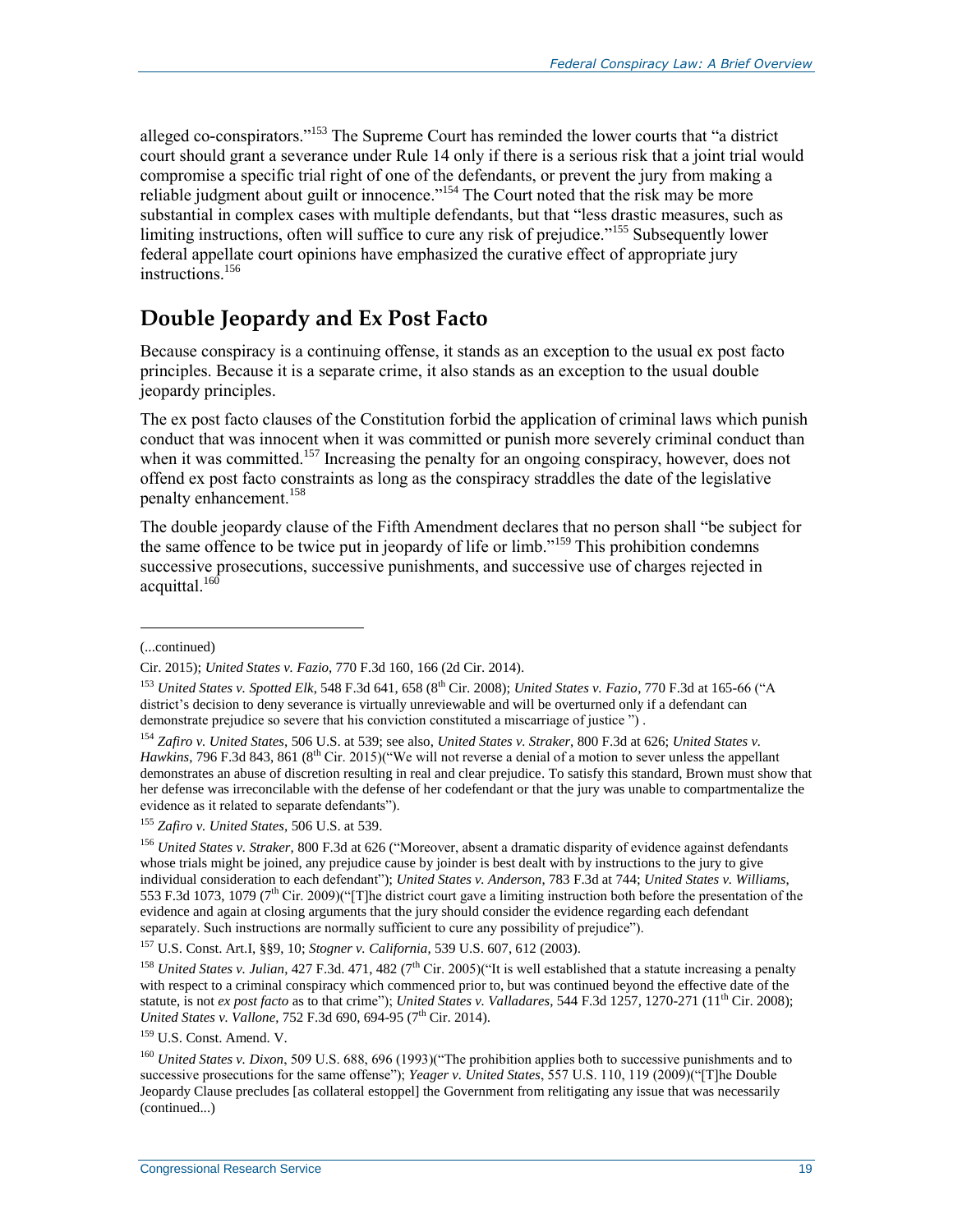alleged co-conspirators."[153] The Supreme Court has reminded the lower courts that "a district court should grant a severance under Rule 14 only if there is a serious risk that a joint trial would compromise a specific trial right of one of the defendants, or prevent the jury from making a reliable judgment about guilt or innocence."[154] The Court noted that the risk may be more substantial in complex cases with multiple defendants, but that "less drastic measures, such as limiting instructions, often will suffice to cure any risk of prejudice."[155] Subsequently lower federal appellate court opinions have emphasized the curative effect of appropriate jury instructions.[156]

## Double Jeopardy and Ex Post Facto

Because conspiracy is a continuing offense, it stands as an exception to the usual ex post facto principles. Because it is a separate crime, it also stands as an exception to the usual double jeopardy principles.

The ex post facto clauses of the Constitution forbid the application of criminal laws which punish conduct that was innocent when it was committed or punish more severely criminal conduct than when it was committed.[157] Increasing the penalty for an ongoing conspiracy, however, does not offend ex post facto constraints as long as the conspiracy straddles the date of the legislative penalty enhancement.[158]

The double jeopardy clause of the Fifth Amendment declares that no person shall "be subject for the same offence to be twice put in jeopardy of life or limb."[159] This prohibition condemns successive prosecutions, successive punishments, and successive use of charges rejected in acquittal.[160]

---

(...continued)

Cir. 2015); *United States v. Fazio*, 770 F.3d 160, 166 (2d Cir. 2014).

[153] *United States v. Spotted Elk*, 548 F.3d 641, 658 (8th Cir. 2008); *United States v. Fazio*, 770 F.3d at 165-66 ("A district's decision to deny severance is virtually unreviewable and will be overturned only if a defendant can demonstrate prejudice so severe that his conviction constituted a miscarriage of justice ") .

[154] *Zafiro v. United States*, 506 U.S. at 539; see also, *United States v. Straker*, 800 F.3d at 626; *United States v. Hawkins*, 796 F.3d 843, 861 (8th Cir. 2015)("We will not reverse a denial of a motion to sever unless the appellant demonstrates an abuse of discretion resulting in real and clear prejudice. To satisfy this standard, Brown must show that her defense was irreconcilable with the defense of her codefendant or that the jury was unable to compartmentalize the evidence as it related to separate defendants").

[155] *Zafiro v. United States*, 506 U.S. at 539.

[156] *United States v. Straker*, 800 F.3d at 626 ("Moreover, absent a dramatic disparity of evidence against defendants whose trials might be joined, any prejudice cause by joinder is best dealt with by instructions to the jury to give individual consideration to each defendant"); *United States v. Anderson*, 783 F.3d at 744; *United States v. Williams*, 553 F.3d 1073, 1079 (7th Cir. 2009)("[T]he district court gave a limiting instruction both before the presentation of the evidence and again at closing arguments that the jury should consider the evidence regarding each defendant separately. Such instructions are normally sufficient to cure any possibility of prejudice").

[157] U.S. Const. Art.I, §§9, 10; *Stogner v. California*, 539 U.S. 607, 612 (2003).

[158] *United States v. Julian*, 427 F.3d. 471, 482 (7th Cir. 2005)("It is well established that a statute increasing a penalty with respect to a criminal conspiracy which commenced prior to, but was continued beyond the effective date of the statute, is not *ex post facto* as to that crime"); *United States v. Valladares*, 544 F.3d 1257, 1270-271 (11th Cir. 2008); *United States v. Vallone*, 752 F.3d 690, 694-95 (7th Cir. 2014).

[159] U.S. Const. Amend. V.

[160] *United States v. Dixon*, 509 U.S. 688, 696 (1993)("The prohibition applies both to successive punishments and to successive prosecutions for the same offense"); *Yeager v. United States*, 557 U.S. 110, 119 (2009)("[T]he Double Jeopardy Clause precludes [as collateral estoppel] the Government from relitigating any issue that was necessarily

(continued...)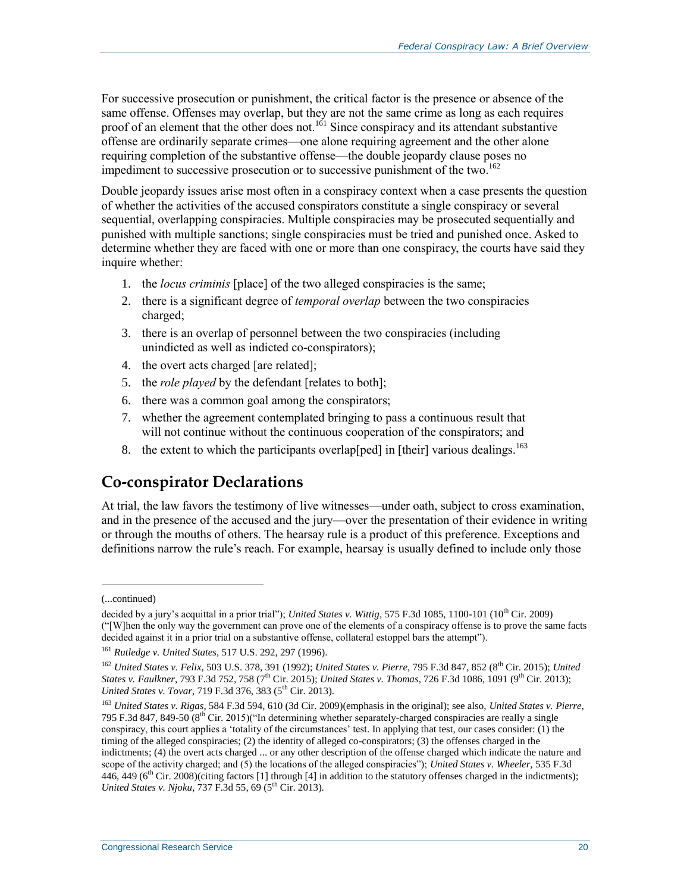For successive prosecution or punishment, the critical factor is the presence or absence of the same offense. Offenses may overlap, but they are not the same crime as long as each requires proof of an element that the other does not.[161] Since conspiracy and its attendant substantive offense are ordinarily separate crimes—one alone requiring agreement and the other alone requiring completion of the substantive offense—the double jeopardy clause poses no impediment to successive prosecution or to successive punishment of the two.[162]

Double jeopardy issues arise most often in a conspiracy context when a case presents the question of whether the activities of the accused conspirators constitute a single conspiracy or several sequential, overlapping conspiracies. Multiple conspiracies may be prosecuted sequentially and punished with multiple sanctions; single conspiracies must be tried and punished once. Asked to determine whether they are faced with one or more than one conspiracy, the courts have said they inquire whether:

1. the *locus criminis* [place] of the two alleged conspiracies is the same;
2. there is a significant degree of *temporal overlap* between the two conspiracies charged;
3. there is an overlap of personnel between the two conspiracies (including unindicted as well as indicted co-conspirators);
4. the overt acts charged [are related];
5. the *role played* by the defendant [relates to both];
6. there was a common goal among the conspirators;
7. whether the agreement contemplated bringing to pass a continuous result that will not continue without the continuous cooperation of the conspirators; and
8. the extent to which the participants overlap[ped] in [their] various dealings.[163]

## Co-conspirator Declarations

At trial, the law favors the testimony of live witnesses—under oath, subject to cross examination, and in the presence of the accused and the jury—over the presentation of their evidence in writing or through the mouths of others. The hearsay rule is a product of this preference. Exceptions and definitions narrow the rule's reach. For example, hearsay is usually defined to include only those

---

(...continued)

decided by a jury's acquittal in a prior trial"); *United States v. Wittig*, 575 F.3d 1085, 1100-101 (10th Cir. 2009) ("[W]hen the only way the government can prove one of the elements of a conspiracy offense is to prove the same facts decided against it in a prior trial on a substantive offense, collateral estoppel bars the attempt").

[161] *Rutledge v. United States*, 517 U.S. 292, 297 (1996).

[162] *United States v. Felix*, 503 U.S. 378, 391 (1992); *United States v. Pierre*, 795 F.3d 847, 852 (8th Cir. 2015); *United States v. Faulkner*, 793 F.3d 752, 758 (7th Cir. 2015); *United States v. Thomas*, 726 F.3d 1086, 1091 (9th Cir. 2013); *United States v. Tovar*, 719 F.3d 376, 383 (5th Cir. 2013).

[163] *United States v. Rigas*, 584 F.3d 594, 610 (3d Cir. 2009)(emphasis in the original); see also, *United States v. Pierre*, 795 F.3d 847, 849-50 (8th Cir. 2015)("In determining whether separately-charged conspiracies are really a single conspiracy, this court applies a 'totality of the circumstances' test. In applying that test, our cases consider: (1) the timing of the alleged conspiracies; (2) the identity of alleged co-conspirators; (3) the offenses charged in the indictments; (4) the overt acts charged ... or any other description of the offense charged which indicate the nature and scope of the activity charged; and (5) the locations of the alleged conspiracies"); *United States v. Wheeler*, 535 F.3d 446, 449 (6th Cir. 2008)(citing factors [1] through [4] in addition to the statutory offenses charged in the indictments); *United States v. Njoku*, 737 F.3d 55, 69 (5th Cir. 2013).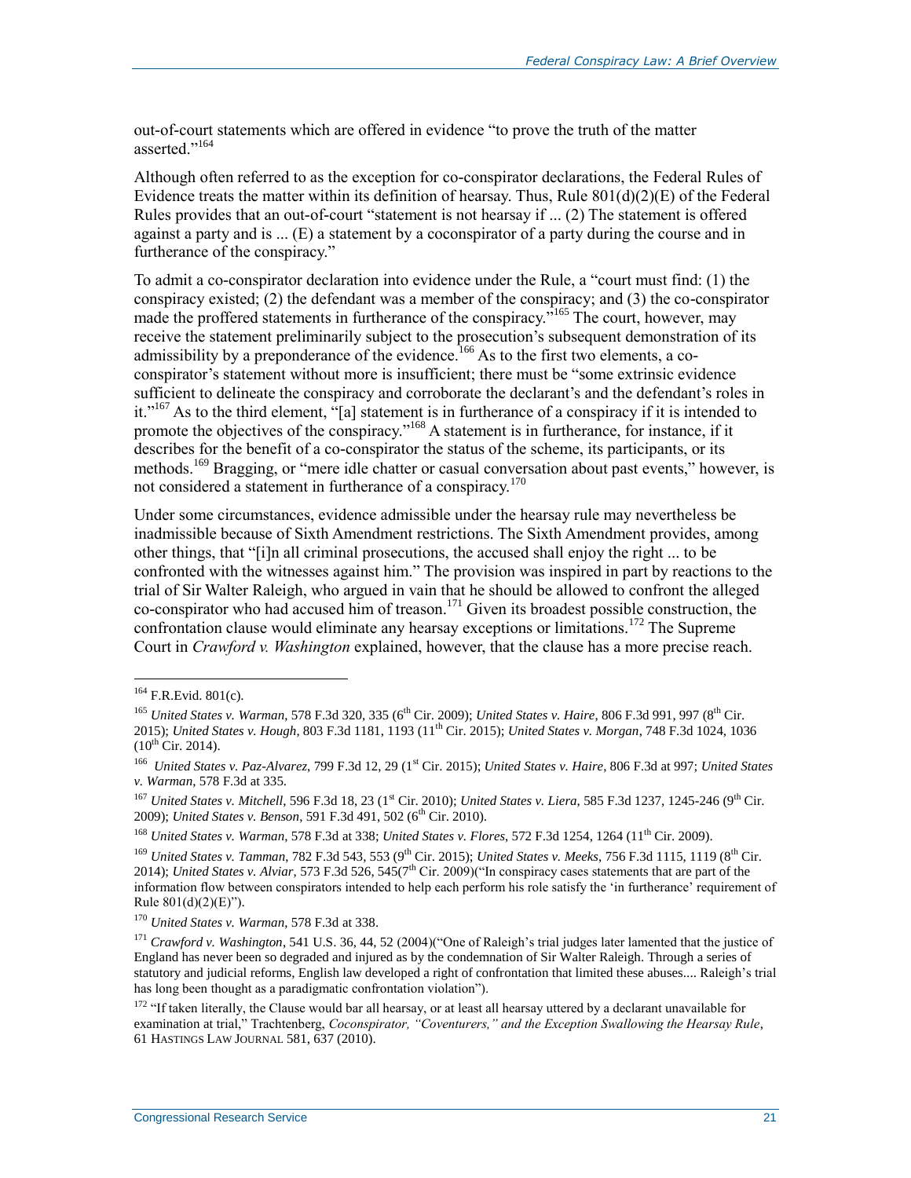out-of-court statements which are offered in evidence "to prove the truth of the matter asserted."[164]

Although often referred to as the exception for co-conspirator declarations, the Federal Rules of Evidence treats the matter within its definition of hearsay. Thus, Rule 801(d)(2)(E) of the Federal Rules provides that an out-of-court "statement is not hearsay if ... (2) The statement is offered against a party and is ... (E) a statement by a coconspirator of a party during the course and in furtherance of the conspiracy."

To admit a co-conspirator declaration into evidence under the Rule, a "court must find: (1) the conspiracy existed; (2) the defendant was a member of the conspiracy; and (3) the co-conspirator made the proffered statements in furtherance of the conspiracy."[165] The court, however, may receive the statement preliminarily subject to the prosecution's subsequent demonstration of its admissibility by a preponderance of the evidence.[166] As to the first two elements, a co-conspirator's statement without more is insufficient; there must be "some extrinsic evidence sufficient to delineate the conspiracy and corroborate the declarant's and the defendant's roles in it."[167] As to the third element, "[a] statement is in furtherance of a conspiracy if it is intended to promote the objectives of the conspiracy."[168] A statement is in furtherance, for instance, if it describes for the benefit of a co-conspirator the status of the scheme, its participants, or its methods.[169] Bragging, or "mere idle chatter or casual conversation about past events," however, is not considered a statement in furtherance of a conspiracy.[170]

Under some circumstances, evidence admissible under the hearsay rule may nevertheless be inadmissible because of Sixth Amendment restrictions. The Sixth Amendment provides, among other things, that "[i]n all criminal prosecutions, the accused shall enjoy the right ... to be confronted with the witnesses against him." The provision was inspired in part by reactions to the trial of Sir Walter Raleigh, who argued in vain that he should be allowed to confront the alleged co-conspirator who had accused him of treason.[171] Given its broadest possible construction, the confrontation clause would eliminate any hearsay exceptions or limitations.[172] The Supreme Court in *Crawford v. Washington* explained, however, that the clause has a more precise reach.

---

[164] F.R.Evid. 801(c).

[165] *United States v. Warman*, 578 F.3d 320, 335 (6th Cir. 2009); *United States v. Haire*, 806 F.3d 991, 997 (8th Cir. 2015); *United States v. Hough*, 803 F.3d 1181, 1193 (11th Cir. 2015); *United States v. Morgan*, 748 F.3d 1024, 1036 (10th Cir. 2014).

[166] *United States v. Paz-Alvarez*, 799 F.3d 12, 29 (1st Cir. 2015); *United States v. Haire*, 806 F.3d at 997; *United States v. Warman*, 578 F.3d at 335.

[167] *United States v. Mitchell*, 596 F.3d 18, 23 (1st Cir. 2010); *United States v. Liera*, 585 F.3d 1237, 1245-246 (9th Cir. 2009); *United States v. Benson*, 591 F.3d 491, 502 (6th Cir. 2010).

[168] *United States v. Warman*, 578 F.3d at 338; *United States v. Flores*, 572 F.3d 1254, 1264 (11th Cir. 2009).

[169] *United States v. Tamman*, 782 F.3d 543, 553 (9th Cir. 2015); *United States v. Meeks*, 756 F.3d 1115, 1119 (8th Cir. 2014); *United States v. Alviar*, 573 F.3d 526, 545(7th Cir. 2009)("In conspiracy cases statements that are part of the information flow between conspirators intended to help each perform his role satisfy the 'in furtherance' requirement of Rule 801(d)(2)(E)").

[170] *United States v. Warman*, 578 F.3d at 338.

[171] *Crawford v. Washington*, 541 U.S. 36, 44, 52 (2004)("One of Raleigh's trial judges later lamented that the justice of England has never been so degraded and injured as by the condemnation of Sir Walter Raleigh. Through a series of statutory and judicial reforms, English law developed a right of confrontation that limited these abuses.... Raleigh's trial has long been thought as a paradigmatic confrontation violation").

[172] "If taken literally, the Clause would bar all hearsay, or at least all hearsay uttered by a declarant unavailable for examination at trial," Trachtenberg, *Coconspirator, "Coventurers," and the Exception Swallowing the Hearsay Rule*, 61 HASTINGS LAW JOURNAL 581, 637 (2010).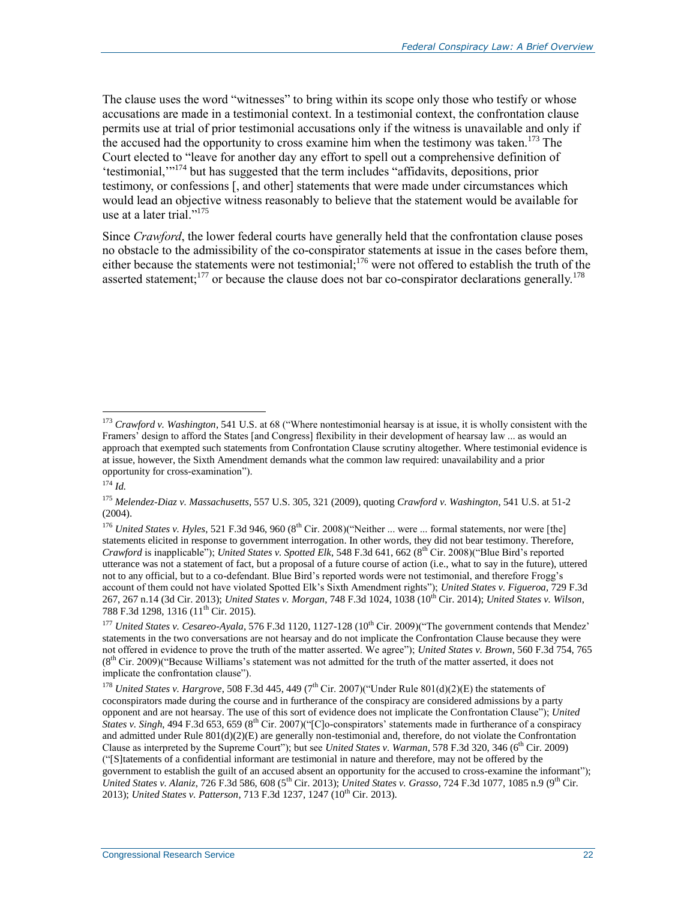The clause uses the word "witnesses" to bring within its scope only those who testify or whose accusations are made in a testimonial context. In a testimonial context, the confrontation clause permits use at trial of prior testimonial accusations only if the witness is unavailable and only if the accused had the opportunity to cross examine him when the testimony was taken.[173] The Court elected to "leave for another day any effort to spell out a comprehensive definition of 'testimonial,'"[174] but has suggested that the term includes "affidavits, depositions, prior testimony, or confessions [, and other] statements that were made under circumstances which would lead an objective witness reasonably to believe that the statement would be available for use at a later trial."[175]

Since *Crawford*, the lower federal courts have generally held that the confrontation clause poses no obstacle to the admissibility of the co-conspirator statements at issue in the cases before them, either because the statements were not testimonial;[176] were not offered to establish the truth of the asserted statement;[177] or because the clause does not bar co-conspirator declarations generally.[178]

---

[173] *Crawford v. Washington*, 541 U.S. at 68 ("Where nontestimonial hearsay is at issue, it is wholly consistent with the Framers' design to afford the States [and Congress] flexibility in their development of hearsay law ... as would an approach that exempted such statements from Confrontation Clause scrutiny altogether. Where testimonial evidence is at issue, however, the Sixth Amendment demands what the common law required: unavailability and a prior opportunity for cross-examination").

[174] *Id.*

[175] *Melendez-Diaz v. Massachusetts*, 557 U.S. 305, 321 (2009), quoting *Crawford v. Washington*, 541 U.S. at 51-2 (2004).

[176] *United States v. Hyles*, 521 F.3d 946, 960 (8th Cir. 2008)("Neither ... were ... formal statements, nor were [the] statements elicited in response to government interrogation. In other words, they did not bear testimony. Therefore, *Crawford* is inapplicable"); *United States v. Spotted Elk*, 548 F.3d 641, 662 (8th Cir. 2008)("Blue Bird's reported utterance was not a statement of fact, but a proposal of a future course of action (i.e., what to say in the future), uttered not to any official, but to a co-defendant. Blue Bird's reported words were not testimonial, and therefore Frogg's account of them could not have violated Spotted Elk's Sixth Amendment rights"); *United States v. Figueroa*, 729 F.3d 267, 267 n.14 (3d Cir. 2013); *United States v. Morgan*, 748 F.3d 1024, 1038 (10th Cir. 2014); *United States v. Wilson*, 788 F.3d 1298, 1316 (11th Cir. 2015).

[177] *United States v. Cesareo-Ayala*, 576 F.3d 1120, 1127-128 (10th Cir. 2009)("The government contends that Mendez' statements in the two conversations are not hearsay and do not implicate the Confrontation Clause because they were not offered in evidence to prove the truth of the matter asserted. We agree"); *United States v. Brown*, 560 F.3d 754, 765 (8th Cir. 2009)("Because Williams's statement was not admitted for the truth of the matter asserted, it does not implicate the confrontation clause").

[178] *United States v. Hargrove*, 508 F.3d 445, 449 (7th Cir. 2007)("Under Rule 801(d)(2)(E) the statements of coconspirators made during the course and in furtherance of the conspiracy are considered admissions by a party opponent and are not hearsay. The use of this sort of evidence does not implicate the Confrontation Clause"); *United States v. Singh*, 494 F.3d 653, 659 (8th Cir. 2007)("[C]o-conspirators' statements made in furtherance of a conspiracy and admitted under Rule 801(d)(2)(E) are generally non-testimonial and, therefore, do not violate the Confrontation Clause as interpreted by the Supreme Court"); but see *United States v. Warman*, 578 F.3d 320, 346 (6th Cir. 2009) ("[S]tatements of a confidential informant are testimonial in nature and therefore, may not be offered by the government to establish the guilt of an accused absent an opportunity for the accused to cross-examine the informant"); *United States v. Alaniz*, 726 F.3d 586, 608 (5th Cir. 2013); *United States v. Grasso*, 724 F.3d 1077, 1085 n.9 (9th Cir. 2013); *United States v. Patterson*, 713 F.3d 1237, 1247 (10th Cir. 2013).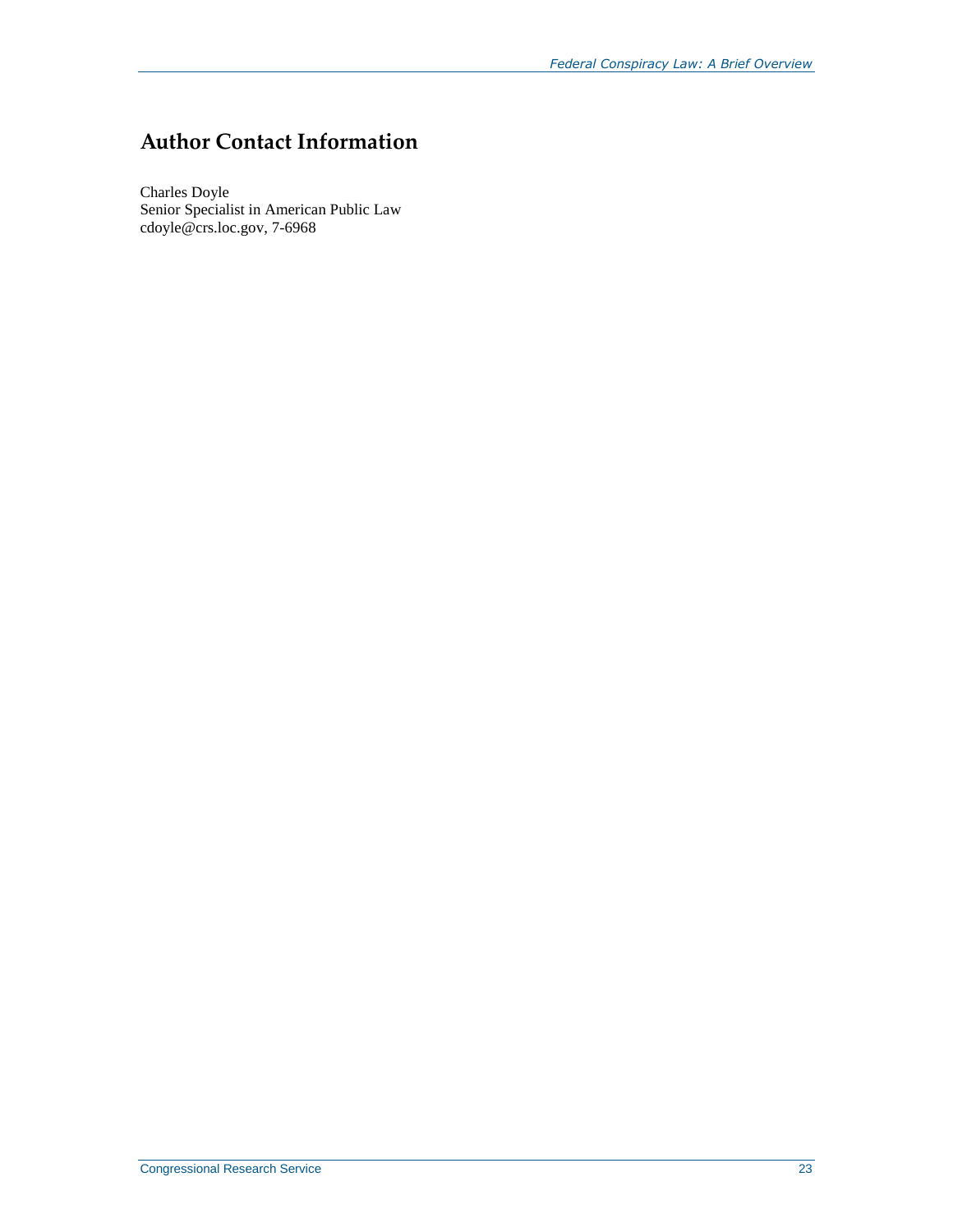## Author Contact Information

Charles Doyle
Senior Specialist in American Public Law
cdoyle@crs.loc.gov, 7-6968